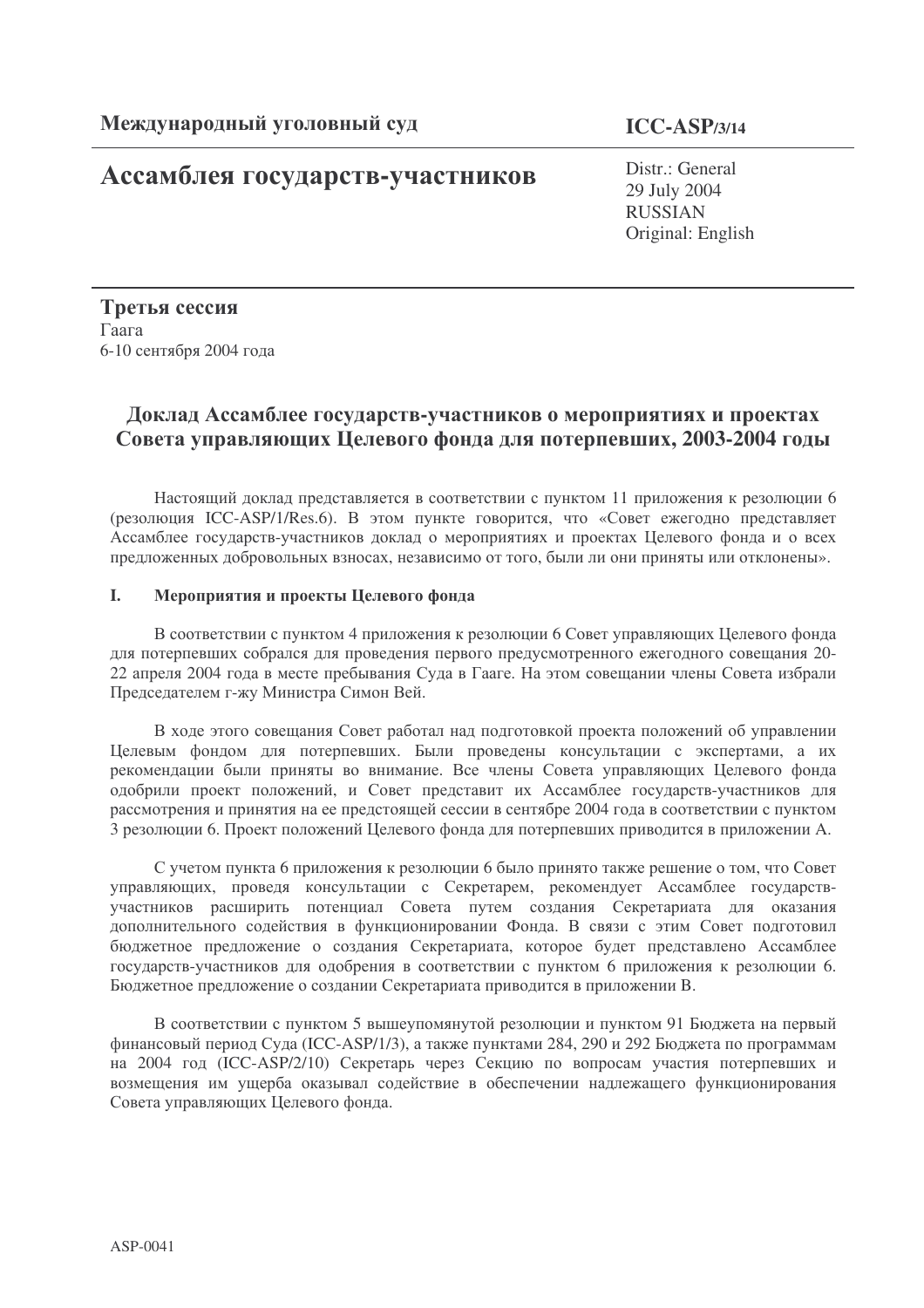**Международный уголовный суд**

**ICC-ASP/3/14**

# Ассамблея государств-участников

Distr.: General
29 July 2004
RUSSIAN
Original: English

**Третья сессия**
Гаага
6-10 сентября 2004 года

## Доклад Ассамблее государств-участников о мероприятиях и проектах Совета управляющих Целевого фонда для потерпевших, 2003-2004 годы

Настоящий доклад представляется в соответствии с пунктом 11 приложения к резолюции 6 (резолюция ICC-ASP/1/Res.6). В этом пункте говорится, что «Совет ежегодно представляет Ассамблее государств-участников доклад о мероприятиях и проектах Целевого фонда и о всех предложенных добровольных взносах, независимо от того, были ли они приняты или отклонены».

### I. Мероприятия и проекты Целевого фонда

В соответствии с пунктом 4 приложения к резолюции 6 Совет управляющих Целевого фонда для потерпевших собрался для проведения первого предусмотренного ежегодного совещания 20-22 апреля 2004 года в месте пребывания Суда в Гааге. На этом совещании члены Совета избрали Председателем г-жу Министра Симон Вей.

В ходе этого совещания Совет работал над подготовкой проекта положений об управлении Целевым фондом для потерпевших. Были проведены консультации с экспертами, а их рекомендации были приняты во внимание. Все члены Совета управляющих Целевого фонда одобрили проект положений, и Совет представит их Ассамблее государств-участников для рассмотрения и принятия на ее предстоящей сессии в сентябре 2004 года в соответствии с пунктом 3 резолюции 6. Проект положений Целевого фонда для потерпевших приводится в приложении А.

С учетом пункта 6 приложения к резолюции 6 было принято также решение о том, что Совет управляющих, проведя консультации с Секретарем, рекомендует Ассамблее государств-участников расширить потенциал Совета путем создания Секретариата для оказания дополнительного содействия в функционировании Фонда. В связи с этим Совет подготовил бюджетное предложение о создания Секретариата, которое будет представлено Ассамблее государств-участников для одобрения в соответствии с пунктом 6 приложения к резолюции 6. Бюджетное предложение о создании Секретариата приводится в приложении B.

В соответствии с пунктом 5 вышеупомянутой резолюции и пунктом 91 Бюджета на первый финансовый период Суда (ICC-ASP/1/3), а также пунктами 284, 290 и 292 Бюджета по программам на 2004 год (ICC-ASP/2/10) Секретарь через Секцию по вопросам участия потерпевших и возмещения им ущерба оказывал содействие в обеспечении надлежащего функционирования Совета управляющих Целевого фонда.

ASP-0041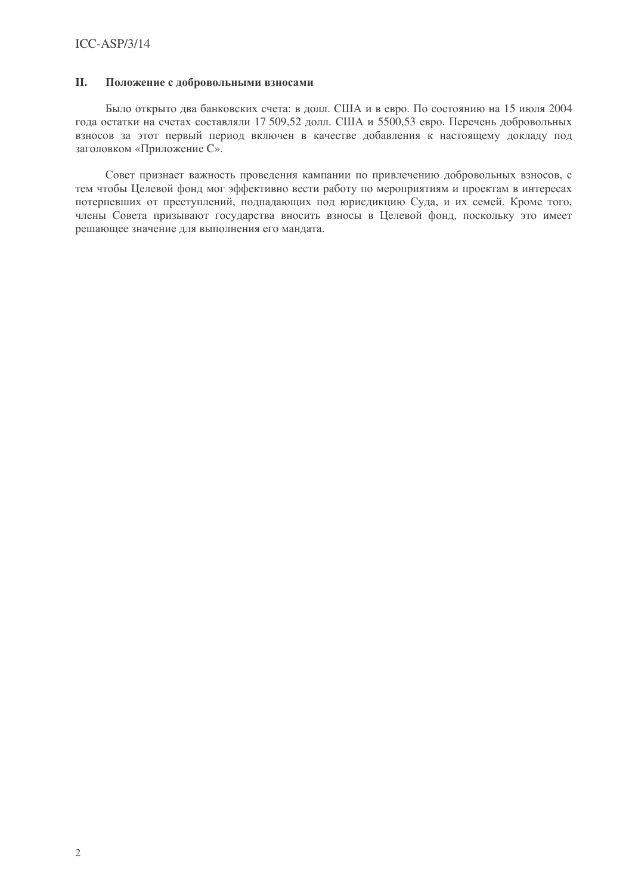## II. Положение с добровольными взносами

Было открыто два банковских счета: в долл. США и в евро. По состоянию на 15 июля 2004 года остатки на счетах составляли 17 509,52 долл. США и 5500,53 евро. Перечень добровольных взносов за этот первый период включен в качестве добавления к настоящему докладу под заголовком «Приложение C».

Совет признает важность проведения кампании по привлечению добровольных взносов, с тем чтобы Целевой фонд мог эффективно вести работу по мероприятиям и проектам в интересах потерпевших от преступлений, подпадающих под юрисдикцию Суда, и их семей. Кроме того, члены Совета призывают государства вносить взносы в Целевой фонд, поскольку это имеет решающее значение для выполнения его мандата.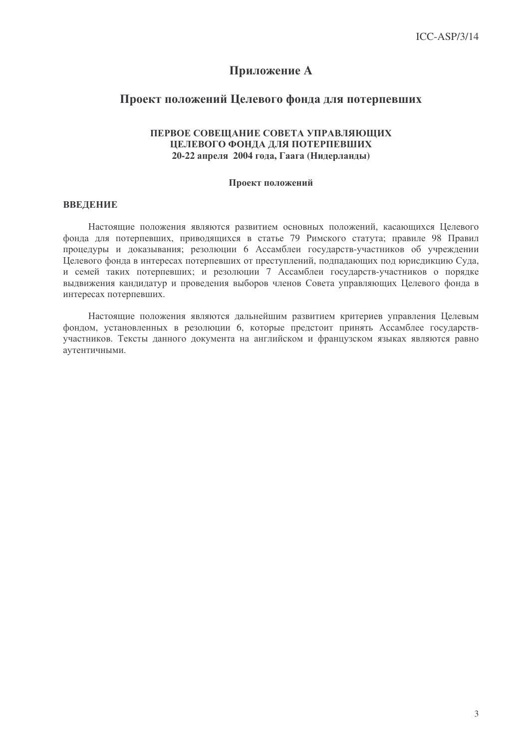# Приложение А

## Проект положений Целевого фонда для потерпевших

**ПЕРВОЕ СОВЕЩАНИЕ СОВЕТА УПРАВЛЯЮЩИХ ЦЕЛЕВОГО ФОНДА ДЛЯ ПОТЕРПЕВШИХ**
**20-22 апреля 2004 года, Гаага (Нидерланды)**

**Проект положений**

### ВВЕДЕНИЕ

Настоящие положения являются развитием основных положений, касающихся Целевого фонда для потерпевших, приводящихся в статье 79 Римского статута; правиле 98 Правил процедуры и доказывания; резолюции 6 Ассамблеи государств-участников об учреждении Целевого фонда в интересах потерпевших от преступлений, подпадающих под юрисдикцию Суда, и семей таких потерпевших; и резолюции 7 Ассамблеи государств-участников о порядке выдвижения кандидатур и проведения выборов членов Совета управляющих Целевого фонда в интересах потерпевших.

Настоящие положения являются дальнейшим развитием критериев управления Целевым фондом, установленных в резолюции 6, которые предстоит принять Ассамблее государств-участников. Тексты данного документа на английском и французском языках являются равно аутентичными.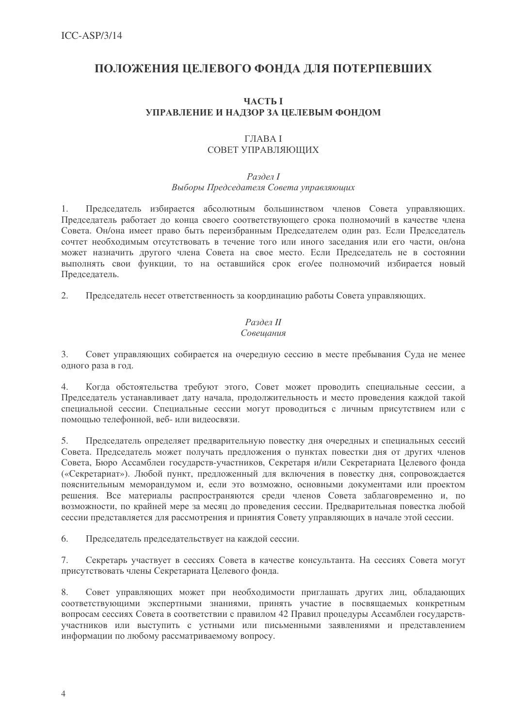# ПОЛОЖЕНИЯ ЦЕЛЕВОГО ФОНДА ДЛЯ ПОТЕРПЕВШИХ

## ЧАСТЬ I
## УПРАВЛЕНИЕ И НАДЗОР ЗА ЦЕЛЕВЫМ ФОНДОМ

### ГЛАВА I
### СОВЕТ УПРАВЛЯЮЩИХ

#### *Раздел I*
#### *Выборы Председателя Совета управляющих*

1. Председатель избирается абсолютным большинством членов Совета управляющих. Председатель работает до конца своего соответствующего срока полномочий в качестве члена Совета. Он/она имеет право быть переизбранным Председателем один раз. Если Председатель сочтет необходимым отсутствовать в течение того или иного заседания или его части, он/она может назначить другого члена Совета на свое место. Если Председатель не в состоянии выполнять свои функции, то на оставшийся срок его/ее полномочий избирается новый Председатель.

2. Председатель несет ответственность за координацию работы Совета управляющих.

#### *Раздел II*
#### *Совещания*

3. Совет управляющих собирается на очередную сессию в месте пребывания Суда не менее одного раза в год.

4. Когда обстоятельства требуют этого, Совет может проводить специальные сессии, а Председатель устанавливает дату начала, продолжительность и место проведения каждой такой специальной сессии. Специальные сессии могут проводиться с личным присутствием или с помощью телефонной, веб- или видеосвязи.

5. Председатель определяет предварительную повестку дня очередных и специальных сессий Совета. Председатель может получать предложения о пунктах повестки дня от других членов Совета, Бюро Ассамблеи государств-участников, Секретаря и/или Секретариата Целевого фонда («Секретариат»). Любой пункт, предложенный для включения в повестку дня, сопровождается пояснительным меморандумом и, если это возможно, основными документами или проектом решения. Все материалы распространяются среди членов Совета заблаговременно и, по возможности, по крайней мере за месяц до проведения сессии. Предварительная повестка любой сессии представляется для рассмотрения и принятия Совету управляющих в начале этой сессии.

6. Председатель председательствует на каждой сессии.

7. Секретарь участвует в сессиях Совета в качестве консультанта. На сессиях Совета могут присутствовать члены Секретариата Целевого фонда.

8. Совет управляющих может при необходимости приглашать других лиц, обладающих соответствующими экспертными знаниями, принять участие в посвящаемых конкретным вопросам сессиях Совета в соответствии с правилом 42 Правил процедуры Ассамблеи государств-участников или выступить с устными или письменными заявлениями и представлением информации по любому рассматриваемому вопросу.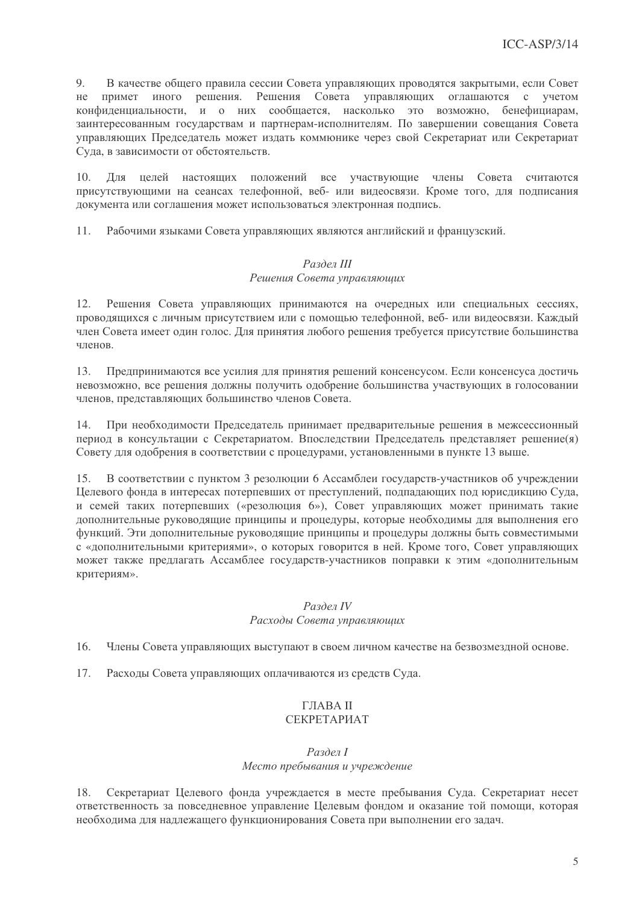9. В качестве общего правила сессии Совета управляющих проводятся закрытыми, если Совет не примет иного решения. Решения Совета управляющих оглашаются с учетом конфиденциальности, и о них сообщается, насколько это возможно, бенефициарам, заинтересованным государствам и партнерам-исполнителям. По завершении совещания Совета управляющих Председатель может издать коммюнике через свой Секретариат или Секретариат Суда, в зависимости от обстоятельств.

10. Для целей настоящих положений все участвующие члены Совета считаются присутствующими на сеансах телефонной, веб- или видеосвязи. Кроме того, для подписания документа или соглашения может использоваться электронная подпись.

11. Рабочими языками Совета управляющих являются английский и французский.

*Раздел III*
*Решения Совета управляющих*

12. Решения Совета управляющих принимаются на очередных или специальных сессиях, проводящихся с личным присутствием или с помощью телефонной, веб- или видеосвязи. Каждый член Совета имеет один голос. Для принятия любого решения требуется присутствие большинства членов.

13. Предпринимаются все усилия для принятия решений консенсусом. Если консенсуса достичь невозможно, все решения должны получить одобрение большинства участвующих в голосовании членов, представляющих большинство членов Совета.

14. При необходимости Председатель принимает предварительные решения в межсессионный период в консультации с Секретариатом. Впоследствии Председатель представляет решение(я) Совету для одобрения в соответствии с процедурами, установленными в пункте 13 выше.

15. В соответствии с пунктом 3 резолюции 6 Ассамблеи государств-участников об учреждении Целевого фонда в интересах потерпевших от преступлений, подпадающих под юрисдикцию Суда, и семей таких потерпевших («резолюция 6»), Совет управляющих может принимать такие дополнительные руководящие принципы и процедуры, которые необходимы для выполнения его функций. Эти дополнительные руководящие принципы и процедуры должны быть совместимыми с «дополнительными критериями», о которых говорится в ней. Кроме того, Совет управляющих может также предлагать Ассамблее государств-участников поправки к этим «дополнительным критериям».

*Раздел IV*
*Расходы Совета управляющих*

16. Члены Совета управляющих выступают в своем личном качестве на безвозмездной основе.

17. Расходы Совета управляющих оплачиваются из средств Суда.

## ГЛАВА II
## СЕКРЕТАРИАТ

*Раздел I*
*Место пребывания и учреждение*

18. Секретариат Целевого фонда учреждается в месте пребывания Суда. Секретариат несет ответственность за повседневное управление Целевым фондом и оказание той помощи, которая необходима для надлежащего функционирования Совета при выполнении его задач.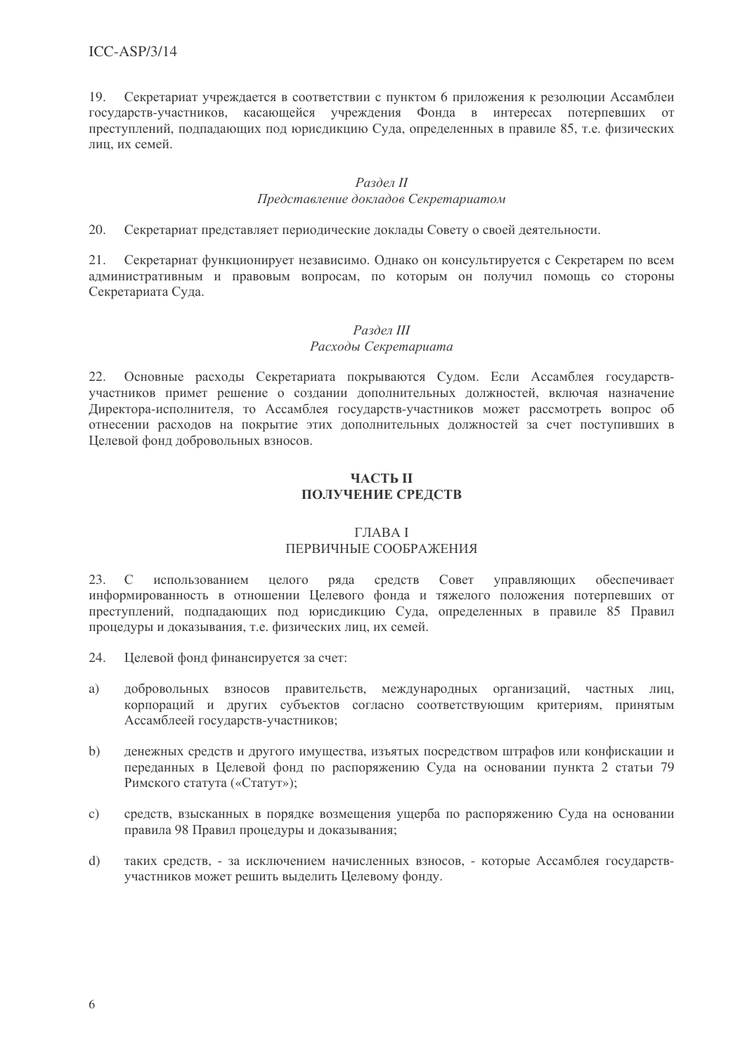19. Секретариат учреждается в соответствии с пунктом 6 приложения к резолюции Ассамблеи государств-участников, касающейся учреждения Фонда в интересах потерпевших от преступлений, подпадающих под юрисдикцию Суда, определенных в правиле 85, т.е. физических лиц, их семей.

*Раздел II*
*Представление докладов Секретариатом*

20. Секретариат представляет периодические доклады Совету о своей деятельности.

21. Секретариат функционирует независимо. Однако он консультируется с Секретарем по всем административным и правовым вопросам, по которым он получил помощь со стороны Секретариата Суда.

*Раздел III*
*Расходы Секретариата*

22. Основные расходы Секретариата покрываются Судом. Если Ассамблея государств-участников примет решение о создании дополнительных должностей, включая назначение Директора-исполнителя, то Ассамблея государств-участников может рассмотреть вопрос об отнесении расходов на покрытие этих дополнительных должностей за счет поступивших в Целевой фонд добровольных взносов.

## ЧАСТЬ II
## ПОЛУЧЕНИЕ СРЕДСТВ

### ГЛАВА I
### ПЕРВИЧНЫЕ СООБРАЖЕНИЯ

23. С использованием целого ряда средств Совет управляющих обеспечивает информированность в отношении Целевого фонда и тяжелого положения потерпевших от преступлений, подпадающих под юрисдикцию Суда, определенных в правиле 85 Правил процедуры и доказывания, т.е. физических лиц, их семей.

24. Целевой фонд финансируется за счет:

a) добровольных взносов правительств, международных организаций, частных лиц, корпораций и других субъектов согласно соответствующим критериям, принятым Ассамблеей государств-участников;

b) денежных средств и другого имущества, изъятых посредством штрафов или конфискации и переданных в Целевой фонд по распоряжению Суда на основании пункта 2 статьи 79 Римского статута («Статут»);

c) средств, взысканных в порядке возмещения ущерба по распоряжению Суда на основании правила 98 Правил процедуры и доказывания;

d) таких средств, - за исключением начисленных взносов, - которые Ассамблея государств-участников может решить выделить Целевому фонду.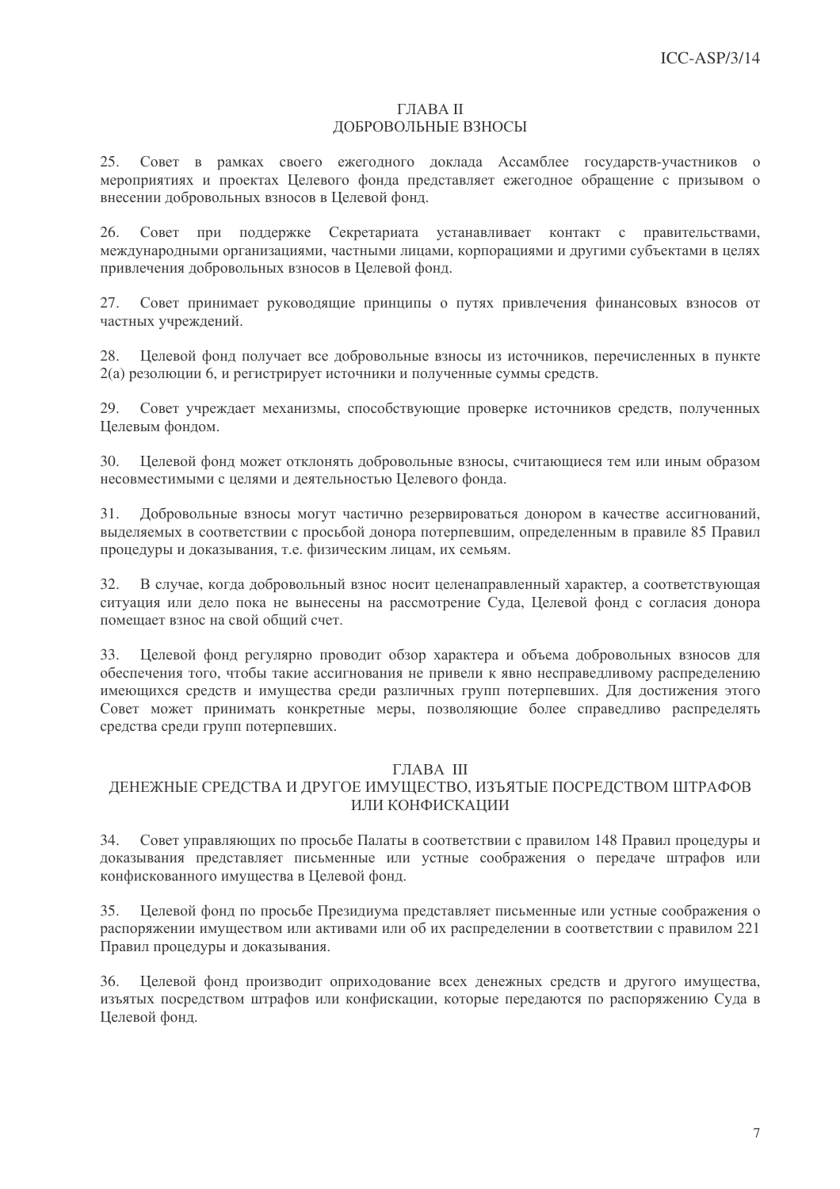## ГЛАВА II
## ДОБРОВОЛЬНЫЕ ВЗНОСЫ

25. Совет в рамках своего ежегодного доклада Ассамблее государств-участников о мероприятиях и проектах Целевого фонда представляет ежегодное обращение с призывом о внесении добровольных взносов в Целевой фонд.

26. Совет при поддержке Секретариата устанавливает контакт с правительствами, международными организациями, частными лицами, корпорациями и другими субъектами в целях привлечения добровольных взносов в Целевой фонд.

27. Совет принимает руководящие принципы о путях привлечения финансовых взносов от частных учреждений.

28. Целевой фонд получает все добровольные взносы из источников, перечисленных в пункте 2(a) резолюции 6, и регистрирует источники и полученные суммы средств.

29. Совет учреждает механизмы, способствующие проверке источников средств, полученных Целевым фондом.

30. Целевой фонд может отклонять добровольные взносы, считающиеся тем или иным образом несовместимыми с целями и деятельностью Целевого фонда.

31. Добровольные взносы могут частично резервироваться донором в качестве ассигнований, выделяемых в соответствии с просьбой донора потерпевшим, определенным в правиле 85 Правил процедуры и доказывания, т.е. физическим лицам, их семьям.

32. В случае, когда добровольный взнос носит целенаправленный характер, а соответствующая ситуация или дело пока не вынесены на рассмотрение Суда, Целевой фонд с согласия донора помещает взнос на свой общий счет.

33. Целевой фонд регулярно проводит обзор характера и объема добровольных взносов для обеспечения того, чтобы такие ассигнования не привели к явно несправедливому распределению имеющихся средств и имущества среди различных групп потерпевших. Для достижения этого Совет может принимать конкретные меры, позволяющие более справедливо распределять средства среди групп потерпевших.

## ГЛАВА III
## ДЕНЕЖНЫЕ СРЕДСТВА И ДРУГОЕ ИМУЩЕСТВО, ИЗЪЯТЫЕ ПОСРЕДСТВОМ ШТРАФОВ ИЛИ КОНФИСКАЦИИ

34. Совет управляющих по просьбе Палаты в соответствии с правилом 148 Правил процедуры и доказывания представляет письменные или устные соображения о передаче штрафов или конфискованного имущества в Целевой фонд.

35. Целевой фонд по просьбе Президиума представляет письменные или устные соображения о распоряжении имуществом или активами или об их распределении в соответствии с правилом 221 Правил процедуры и доказывания.

36. Целевой фонд производит оприходование всех денежных средств и другого имущества, изъятых посредством штрафов или конфискации, которые передаются по распоряжению Суда в Целевой фонд.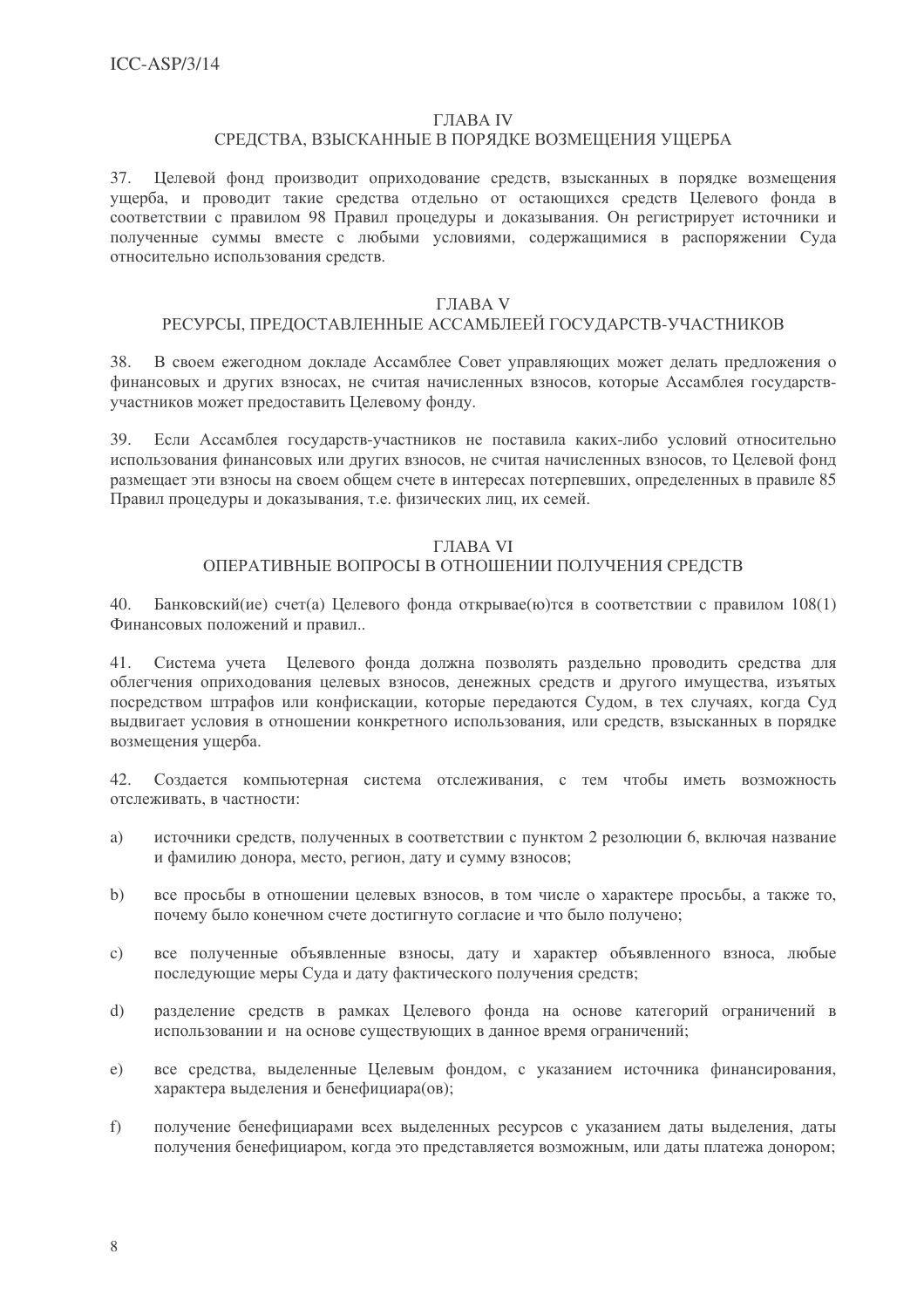## ГЛАВА IV
## СРЕДСТВА, ВЗЫСКАННЫЕ В ПОРЯДКЕ ВОЗМЕЩЕНИЯ УЩЕРБА

37. Целевой фонд производит оприходование средств, взысканных в порядке возмещения ущерба, и проводит такие средства отдельно от остающихся средств Целевого фонда в соответствии с правилом 98 Правил процедуры и доказывания. Он регистрирует источники и полученные суммы вместе с любыми условиями, содержащимися в распоряжении Суда относительно использования средств.

## ГЛАВА V
## РЕСУРСЫ, ПРЕДОСТАВЛЕННЫЕ АССАМБЛЕЕЙ ГОСУДАРСТВ-УЧАСТНИКОВ

38. В своем ежегодном докладе Ассамблее Совет управляющих может делать предложения о финансовых и других взносах, не считая начисленных взносов, которые Ассамблея государств-участников может предоставить Целевому фонду.

39. Если Ассамблея государств-участников не поставила каких-либо условий относительно использования финансовых или других взносов, не считая начисленных взносов, то Целевой фонд размещает эти взносы на своем общем счете в интересах потерпевших, определенных в правиле 85 Правил процедуры и доказывания, т.е. физических лиц, их семей.

## ГЛАВА VI
## ОПЕРАТИВНЫЕ ВОПРОСЫ В ОТНОШЕНИИ ПОЛУЧЕНИЯ СРЕДСТВ

40. Банковский(ие) счет(а) Целевого фонда открывае(ю)тся в соответствии с правилом 108(1) Финансовых положений и правил..

41. Система учета Целевого фонда должна позволять раздельно проводить средства для облегчения оприходования целевых взносов, денежных средств и другого имущества, изъятых посредством штрафов или конфискации, которые передаются Судом, в тех случаях, когда Суд выдвигает условия в отношении конкретного использования, или средств, взысканных в порядке возмещения ущерба.

42. Создается компьютерная система отслеживания, с тем чтобы иметь возможность отслеживать, в частности:

a) источники средств, полученных в соответствии с пунктом 2 резолюции 6, включая название и фамилию донора, место, регион, дату и сумму взносов;

b) все просьбы в отношении целевых взносов, в том числе о характере просьбы, а также то, почему было конечном счете достигнуто согласие и что было получено;

c) все полученные объявленные взносы, дату и характер объявленного взноса, любые последующие меры Суда и дату фактического получения средств;

d) разделение средств в рамках Целевого фонда на основе категорий ограничений в использовании и на основе существующих в данное время ограничений;

e) все средства, выделенные Целевым фондом, с указанием источника финансирования, характера выделения и бенефициара(ов);

f) получение бенефициарами всех выделенных ресурсов с указанием даты выделения, даты получения бенефициаром, когда это представляется возможным, или даты платежа донором;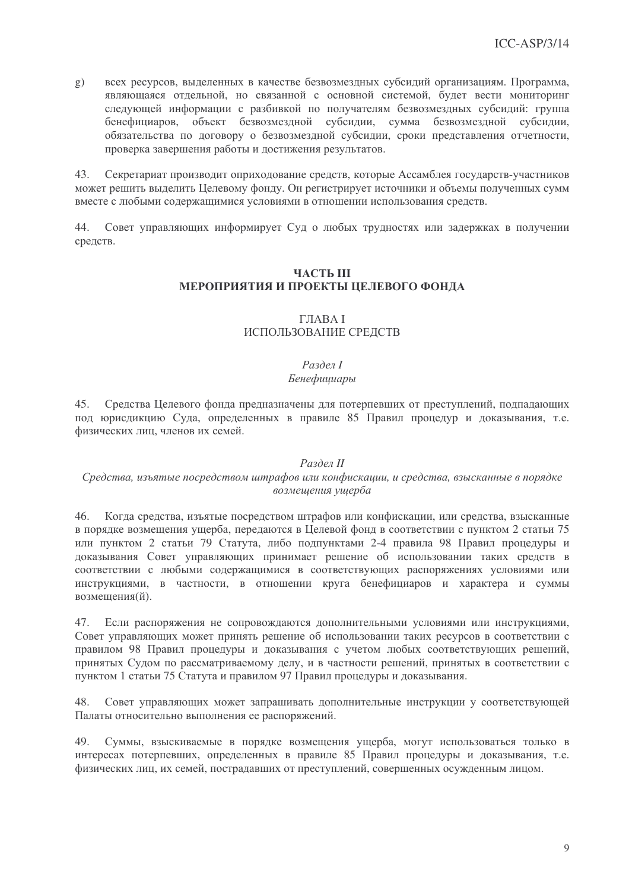g) всех ресурсов, выделенных в качестве безвозмездных субсидий организациям. Программа, являющаяся отдельной, но связанной с основной системой, будет вести мониторинг следующей информации с разбивкой по получателям безвозмездных субсидий: группа бенефициаров, объект безвозмездной субсидии, сумма безвозмездной субсидии, обязательства по договору о безвозмездной субсидии, сроки представления отчетности, проверка завершения работы и достижения результатов.

43. Секретариат производит оприходование средств, которые Ассамблея государств-участников может решить выделить Целевому фонду. Он регистрирует источники и объемы полученных сумм вместе с любыми содержащимися условиями в отношении использования средств.

44. Совет управляющих информирует Суд о любых трудностях или задержках в получении средств.

## ЧАСТЬ III
## МЕРОПРИЯТИЯ И ПРОЕКТЫ ЦЕЛЕВОГО ФОНДА

### ГЛАВА I
### ИСПОЛЬЗОВАНИЕ СРЕДСТВ

#### *Раздел I*
#### *Бенефициары*

45. Средства Целевого фонда предназначены для потерпевших от преступлений, подпадающих под юрисдикцию Суда, определенных в правиле 85 Правил процедур и доказывания, т.е. физических лиц, членов их семей.

#### *Раздел II*
#### *Средства, изъятые посредством штрафов или конфискации, и средства, взысканные в порядке возмещения ущерба*

46. Когда средства, изъятые посредством штрафов или конфискации, или средства, взысканные в порядке возмещения ущерба, передаются в Целевой фонд в соответствии с пунктом 2 статьи 75 или пунктом 2 статьи 79 Статута, либо подпунктами 2-4 правила 98 Правил процедуры и доказывания Совет управляющих принимает решение об использовании таких средств в соответствии с любыми содержащимися в соответствующих распоряжениях условиями или инструкциями, в частности, в отношении круга бенефициаров и характера и суммы возмещения(й).

47. Если распоряжения не сопровождаются дополнительными условиями или инструкциями, Совет управляющих может принять решение об использовании таких ресурсов в соответствии с правилом 98 Правил процедуры и доказывания с учетом любых соответствующих решений, принятых Судом по рассматриваемому делу, и в частности решений, принятых в соответствии с пунктом 1 статьи 75 Статута и правилом 97 Правил процедуры и доказывания.

48. Совет управляющих может запрашивать дополнительные инструкции у соответствующей Палаты относительно выполнения ее распоряжений.

49. Суммы, взыскиваемые в порядке возмещения ущерба, могут использоваться только в интересах потерпевших, определенных в правиле 85 Правил процедуры и доказывания, т.е. физических лиц, их семей, пострадавших от преступлений, совершенных осужденным лицом.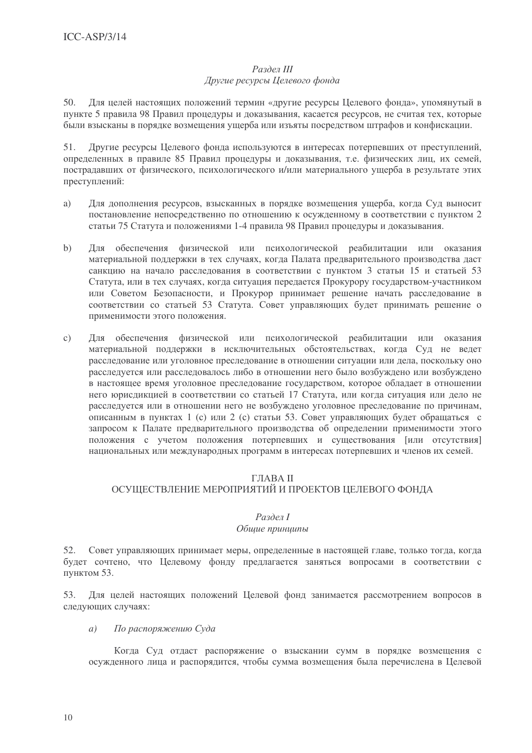*Раздел III*
*Другие ресурсы Целевого фонда*

50. Для целей настоящих положений термин «другие ресурсы Целевого фонда», упомянутый в пункте 5 правила 98 Правил процедуры и доказывания, касается ресурсов, не считая тех, которые были взысканы в порядке возмещения ущерба или изъяты посредством штрафов и конфискации.

51. Другие ресурсы Целевого фонда используются в интересах потерпевших от преступлений, определенных в правиле 85 Правил процедуры и доказывания, т.е. физических лиц, их семей, пострадавших от физического, психологического и/или материального ущерба в результате этих преступлений:

a) Для дополнения ресурсов, взысканных в порядке возмещения ущерба, когда Суд выносит постановление непосредственно по отношению к осужденному в соответствии с пунктом 2 статьи 75 Статута и положениями 1-4 правила 98 Правил процедуры и доказывания.

b) Для обеспечения физической или психологической реабилитации или оказания материальной поддержки в тех случаях, когда Палата предварительного производства даст санкцию на начало расследования в соответствии с пунктом 3 статьи 15 и статьей 53 Статута, или в тех случаях, когда ситуация передается Прокурору государством-участником или Советом Безопасности, и Прокурор принимает решение начать расследование в соответствии со статьей 53 Статута. Совет управляющих будет принимать решение о применимости этого положения.

c) Для обеспечения физической или психологической реабилитации или оказания материальной поддержки в исключительных обстоятельствах, когда Суд не ведет расследование или уголовное преследование в отношении ситуации или дела, поскольку оно расследуется или расследовалось либо в отношении него было возбуждено или возбуждено в настоящее время уголовное преследование государством, которое обладает в отношении него юрисдикцией в соответствии со статьей 17 Статута, или когда ситуация или дело не расследуется или в отношении него не возбуждено уголовное преследование по причинам, описанным в пунктах 1 (c) или 2 (c) статьи 53. Совет управляющих будет обращаться с запросом к Палате предварительного производства об определении применимости этого положения с учетом положения потерпевших и существования [или отсутствия] национальных или международных программ в интересах потерпевших и членов их семей.

## ГЛАВА II
## ОСУЩЕСТВЛЕНИЕ МЕРОПРИЯТИЙ И ПРОЕКТОВ ЦЕЛЕВОГО ФОНДА

*Раздел I*
*Общие принципы*

52. Совет управляющих принимает меры, определенные в настоящей главе, только тогда, когда будет сочтено, что Целевому фонду предлагается заняться вопросами в соответствии с пунктом 53.

53. Для целей настоящих положений Целевой фонд занимается рассмотрением вопросов в следующих случаях:

*a) По распоряжению Суда*

Когда Суд отдаст распоряжение о взыскании сумм в порядке возмещения с осужденного лица и распорядится, чтобы сумма возмещения была перечислена в Целевой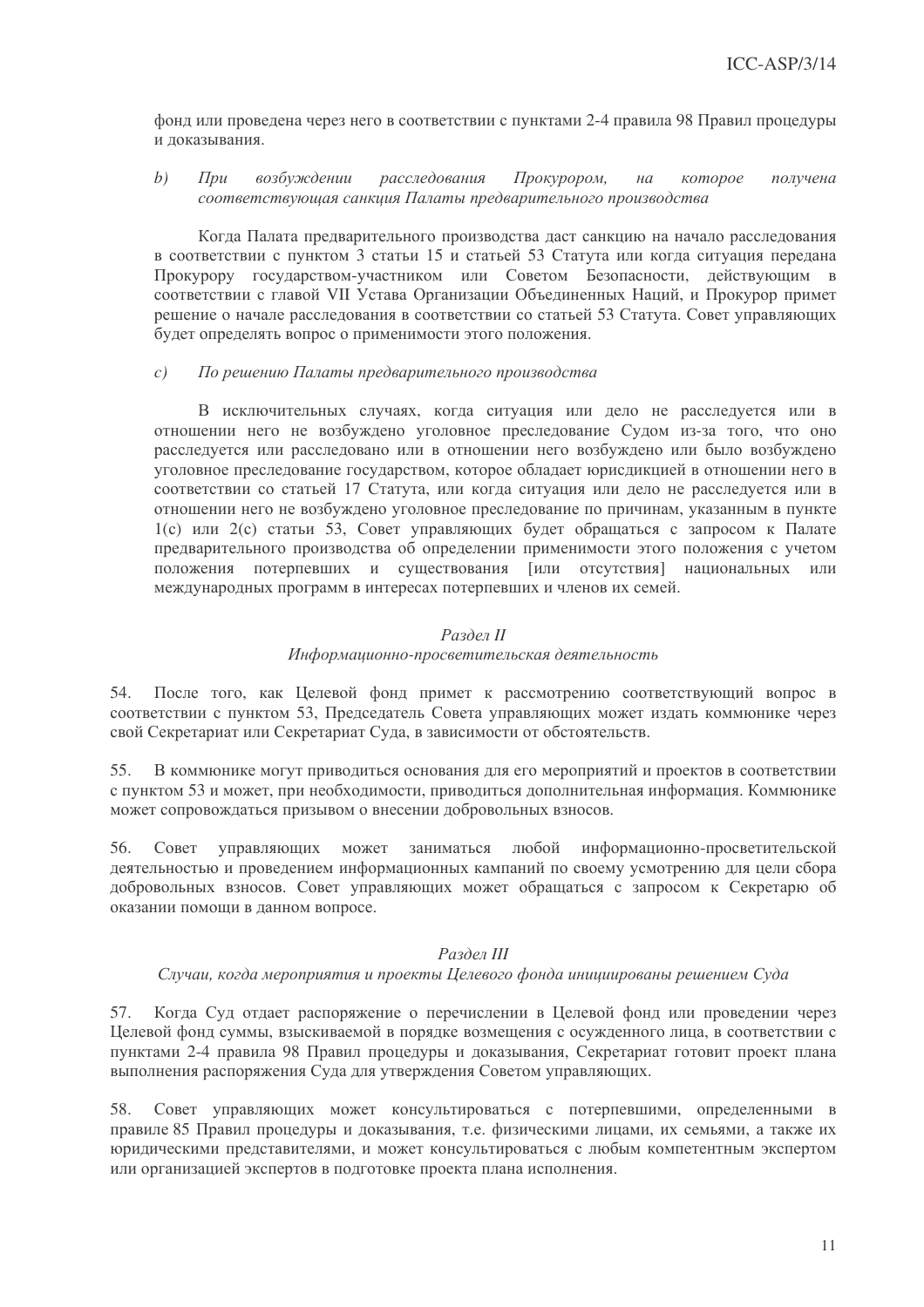фонд или проведена через него в соответствии с пунктами 2-4 правила 98 Правил процедуры и доказывания.

b) *При возбуждении расследования Прокурором, на которое получена соответствующая санкция Палаты предварительного производства*

Когда Палата предварительного производства даст санкцию на начало расследования в соответствии с пунктом 3 статьи 15 и статьей 53 Статута или когда ситуация передана Прокурору государством-участником или Советом Безопасности, действующим в соответствии с главой VII Устава Организации Объединенных Наций, и Прокурор примет решение о начале расследования в соответствии со статьей 53 Статута. Совет управляющих будет определять вопрос о применимости этого положения.

c) *По решению Палаты предварительного производства*

В исключительных случаях, когда ситуация или дело не расследуется или в отношении него не возбуждено уголовное преследование Судом из-за того, что оно расследуется или расследовано или в отношении него возбуждено или было возбуждено уголовное преследование государством, которое обладает юрисдикцией в отношении него в соответствии со статьей 17 Статута, или когда ситуация или дело не расследуется или в отношении него не возбуждено уголовное преследование по причинам, указанным в пункте 1(c) или 2(c) статьи 53, Совет управляющих будет обращаться с запросом к Палате предварительного производства об определении применимости этого положения с учетом положения потерпевших и существования [или отсутствия] национальных или международных программ в интересах потерпевших и членов их семей.

*Раздел II*

*Информационно-просветительская деятельность*

54. После того, как Целевой фонд примет к рассмотрению соответствующий вопрос в соответствии с пунктом 53, Председатель Совета управляющих может издать коммюнике через свой Секретариат или Секретариат Суда, в зависимости от обстоятельств.

55. В коммюнике могут приводиться основания для его мероприятий и проектов в соответствии с пунктом 53 и может, при необходимости, приводиться дополнительная информация. Коммюнике может сопровождаться призывом о внесении добровольных взносов.

56. Совет управляющих может заниматься любой информационно-просветительской деятельностью и проведением информационных кампаний по своему усмотрению для цели сбора добровольных взносов. Совет управляющих может обращаться с запросом к Секретарю об оказании помощи в данном вопросе.

*Раздел III*

*Случаи, когда мероприятия и проекты Целевого фонда инициированы решением Суда*

57. Когда Суд отдает распоряжение о перечислении в Целевой фонд или проведении через Целевой фонд суммы, взыскиваемой в порядке возмещения с осужденного лица, в соответствии с пунктами 2-4 правила 98 Правил процедуры и доказывания, Секретариат готовит проект плана выполнения распоряжения Суда для утверждения Советом управляющих.

58. Совет управляющих может консультироваться с потерпевшими, определенными в правиле 85 Правил процедуры и доказывания, т.е. физическими лицами, их семьями, а также их юридическими представителями, и может консультироваться с любым компетентным экспертом или организацией экспертов в подготовке проекта плана исполнения.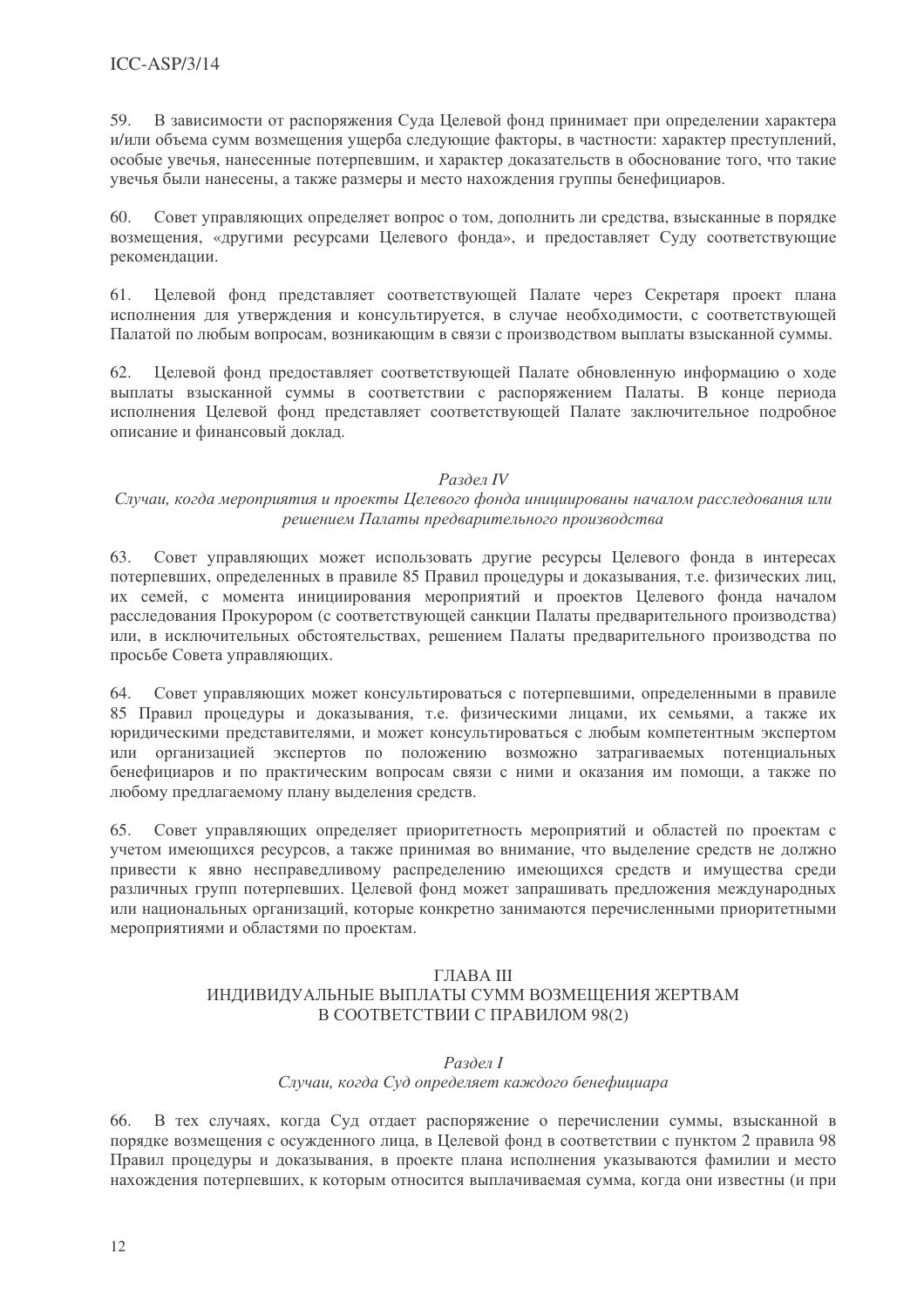59. В зависимости от распоряжения Суда Целевой фонд принимает при определении характера и/или объема сумм возмещения ущерба следующие факторы, в частности: характер преступлений, особые увечья, нанесенные потерпевшим, и характер доказательств в обоснование того, что такие увечья были нанесены, а также размеры и место нахождения группы бенефициаров.

60. Совет управляющих определяет вопрос о том, дополнить ли средства, взысканные в порядке возмещения, «другими ресурсами Целевого фонда», и предоставляет Суду соответствующие рекомендации.

61. Целевой фонд представляет соответствующей Палате через Секретаря проект плана исполнения для утверждения и консультируется, в случае необходимости, с соответствующей Палатой по любым вопросам, возникающим в связи с производством выплаты взысканной суммы.

62. Целевой фонд предоставляет соответствующей Палате обновленную информацию о ходе выплаты взысканной суммы в соответствии с распоряжением Палаты. В конце периода исполнения Целевой фонд представляет соответствующей Палате заключительное подробное описание и финансовый доклад.

*Раздел IV*

*Случаи, когда мероприятия и проекты Целевого фонда инициированы началом расследования или решением Палаты предварительного производства*

63. Совет управляющих может использовать другие ресурсы Целевого фонда в интересах потерпевших, определенных в правиле 85 Правил процедуры и доказывания, т.е. физических лиц, их семей, с момента инициирования мероприятий и проектов Целевого фонда началом расследования Прокурором (с соответствующей санкции Палаты предварительного производства) или, в исключительных обстоятельствах, решением Палаты предварительного производства по просьбе Совета управляющих.

64. Совет управляющих может консультироваться с потерпевшими, определенными в правиле 85 Правил процедуры и доказывания, т.е. физическими лицами, их семьями, а также их юридическими представителями, и может консультироваться с любым компетентным экспертом или организацией экспертов по положению возможно затрагиваемых потенциальных бенефициаров и по практическим вопросам связи с ними и оказания им помощи, а также по любому предлагаемому плану выделения средств.

65. Совет управляющих определяет приоритетность мероприятий и областей по проектам с учетом имеющихся ресурсов, а также принимая во внимание, что выделение средств не должно привести к явно несправедливому распределению имеющихся средств и имущества среди различных групп потерпевших. Целевой фонд может запрашивать предложения международных или национальных организаций, которые конкретно занимаются перечисленными приоритетными мероприятиями и областями по проектам.

## ГЛАВА III
## ИНДИВИДУАЛЬНЫЕ ВЫПЛАТЫ СУММ ВОЗМЕЩЕНИЯ ЖЕРТВАМ В СООТВЕТСТВИИ С ПРАВИЛОМ 98(2)

*Раздел I*

*Случаи, когда Суд определяет каждого бенефициара*

66. В тех случаях, когда Суд отдает распоряжение о перечислении суммы, взысканной в порядке возмещения с осужденного лица, в Целевой фонд в соответствии с пунктом 2 правила 98 Правил процедуры и доказывания, в проекте плана исполнения указываются фамилии и место нахождения потерпевших, к которым относится выплачиваемая сумма, когда они известны (и при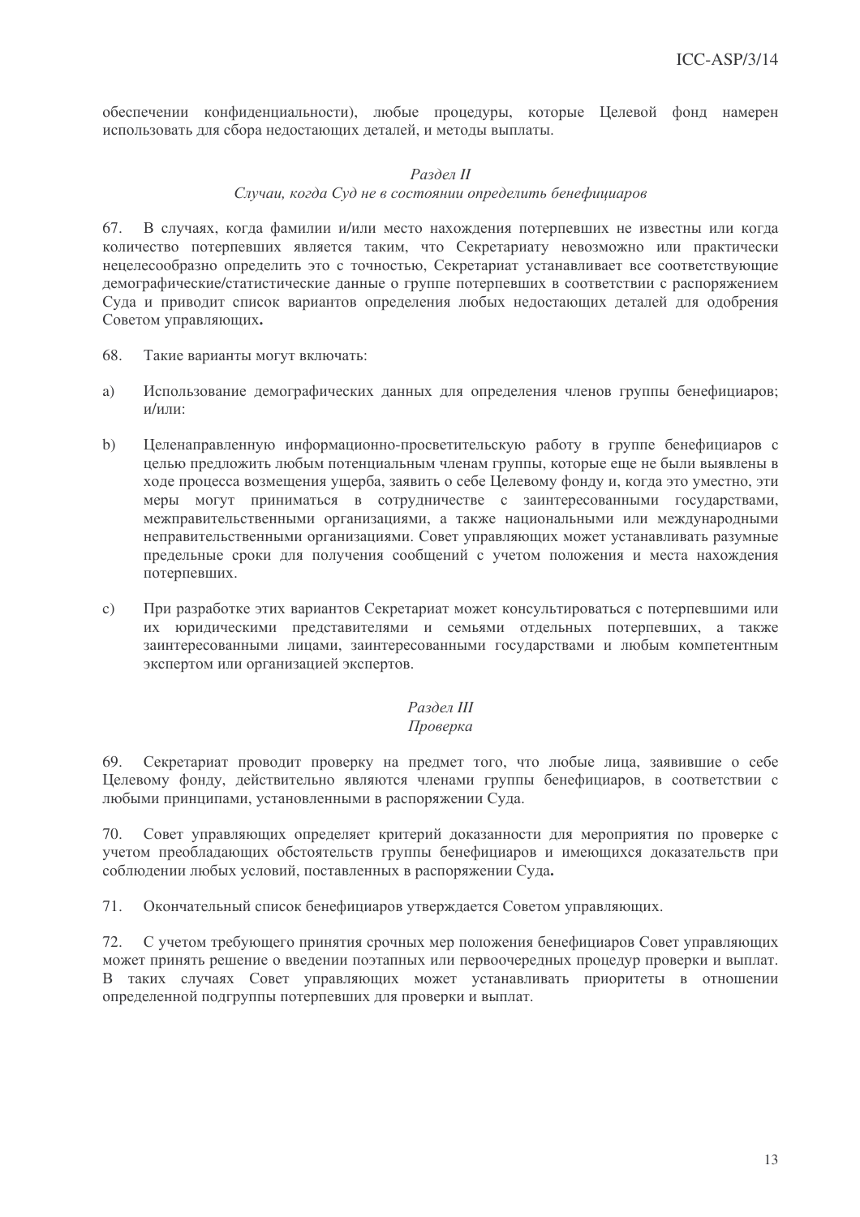обеспечении конфиденциальности), любые процедуры, которые Целевой фонд намерен использовать для сбора недостающих деталей, и методы выплаты.

### *Раздел II*
### *Случаи, когда Суд не в состоянии определить бенефициаров*

67. В случаях, когда фамилии и/или место нахождения потерпевших не известны или когда количество потерпевших является таким, что Секретариату невозможно или практически нецелесообразно определить это с точностью, Секретариат устанавливает все соответствующие демографические/статистические данные о группе потерпевших в соответствии с распоряжением Суда и приводит список вариантов определения любых недостающих деталей для одобрения Советом управляющих**.**

68. Такие варианты могут включать:

a) Использование демографических данных для определения членов группы бенефициаров; и/или:

b) Целенаправленную информационно-просветительскую работу в группе бенефициаров с целью предложить любым потенциальным членам группы, которые еще не были выявлены в ходе процесса возмещения ущерба, заявить о себе Целевому фонду и, когда это уместно, эти меры могут приниматься в сотрудничестве с заинтересованными государствами, межправительственными организациями, а также национальными или международными неправительственными организациями. Совет управляющих может устанавливать разумные предельные сроки для получения сообщений с учетом положения и места нахождения потерпевших.

c) При разработке этих вариантов Секретариат может консультироваться с потерпевшими или их юридическими представителями и семьями отдельных потерпевших, а также заинтересованными лицами, заинтересованными государствами и любым компетентным экспертом или организацией экспертов.

### *Раздел III*
### *Проверка*

69. Секретариат проводит проверку на предмет того, что любые лица, заявившие о себе Целевому фонду, действительно являются членами группы бенефициаров, в соответствии с любыми принципами, установленными в распоряжении Суда.

70. Совет управляющих определяет критерий доказанности для мероприятия по проверке с учетом преобладающих обстоятельств группы бенефициаров и имеющихся доказательств при соблюдении любых условий, поставленных в распоряжении Суда**.**

71. Окончательный список бенефициаров утверждается Советом управляющих.

72. С учетом требующего принятия срочных мер положения бенефициаров Совет управляющих может принять решение о введении поэтапных или первоочередных процедур проверки и выплат. В таких случаях Совет управляющих может устанавливать приоритеты в отношении определенной подгруппы потерпевших для проверки и выплат.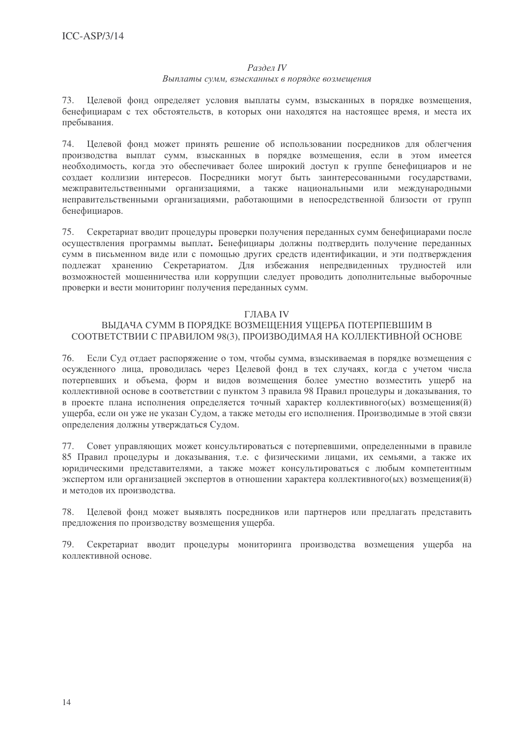*Раздел IV*
*Выплаты сумм, взысканных в порядке возмещения*

73. Целевой фонд определяет условия выплаты сумм, взысканных в порядке возмещения, бенефициарам с тех обстоятельств, в которых они находятся на настоящее время, и места их пребывания.

74. Целевой фонд может принять решение об использовании посредников для облегчения производства выплат сумм, взысканных в порядке возмещения, если в этом имеется необходимость, когда это обеспечивает более широкий доступ к группе бенефициаров и не создает коллизии интересов. Посредники могут быть заинтересованными государствами, межправительственными организациями, а также национальными или международными неправительственными организациями, работающими в непосредственной близости от групп бенефициаров.

75. Секретариат вводит процедуры проверки получения переданных сумм бенефициарами после осуществления программы выплат**.** Бенефициары должны подтвердить получение переданных сумм в письменном виде или с помощью других средств идентификации, и эти подтверждения подлежат хранению Секретариатом. Для избежания непредвиденных трудностей или возможностей мошенничества или коррупции следует проводить дополнительные выборочные проверки и вести мониторинг получения переданных сумм.

## ГЛАВА IV
## ВЫДАЧА СУММ В ПОРЯДКЕ ВОЗМЕЩЕНИЯ УЩЕРБА ПОТЕРПЕВШИМ В СООТВЕТСТВИИ С ПРАВИЛОМ 98(3), ПРОИЗВОДИМАЯ НА КОЛЛЕКТИВНОЙ ОСНОВЕ

76. Если Суд отдает распоряжение о том, чтобы сумма, взыскиваемая в порядке возмещения с осужденного лица, проводилась через Целевой фонд в тех случаях, когда с учетом числа потерпевших и объема, форм и видов возмещения более уместно возместить ущерб на коллективной основе в соответствии с пунктом 3 правила 98 Правил процедуры и доказывания, то в проекте плана исполнения определяется точный характер коллективного(ых) возмещения(й) ущерба, если он уже не указан Судом, а также методы его исполнения. Производимые в этой связи определения должны утверждаться Судом.

77. Совет управляющих может консультироваться с потерпевшими, определенными в правиле 85 Правил процедуры и доказывания, т.е. с физическими лицами, их семьями, а также их юридическими представителями, а также может консультироваться с любым компетентным экспертом или организацией экспертов в отношении характера коллективного(ых) возмещения(й) и методов их производства.

78. Целевой фонд может выявлять посредников или партнеров или предлагать представить предложения по производству возмещения ущерба.

79. Секретариат вводит процедуры мониторинга производства возмещения ущерба на коллективной основе.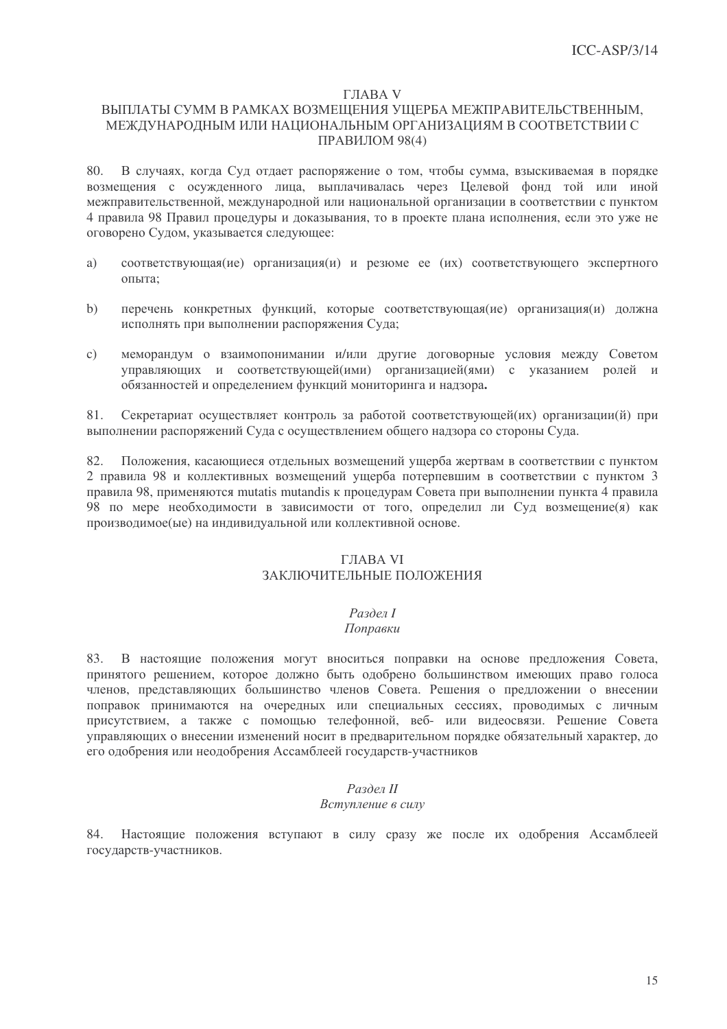## ГЛАВА V
## ВЫПЛАТЫ СУММ В РАМКАХ ВОЗМЕЩЕНИЯ УЩЕРБА МЕЖПРАВИТЕЛЬСТВЕННЫМ, МЕЖДУНАРОДНЫМ ИЛИ НАЦИОНАЛЬНЫМ ОРГАНИЗАЦИЯМ В СООТВЕТСТВИИ С ПРАВИЛОМ 98(4)

80. В случаях, когда Суд отдает распоряжение о том, чтобы сумма, взыскиваемая в порядке возмещения с осужденного лица, выплачивалась через Целевой фонд той или иной межправительственной, международной или национальной организации в соответствии с пунктом 4 правила 98 Правил процедуры и доказывания, то в проекте плана исполнения, если это уже не оговорено Судом, указывается следующее:

a) соответствующая(ие) организация(и) и резюме ее (их) соответствующего экспертного опыта;

b) перечень конкретных функций, которые соответствующая(ие) организация(и) должна исполнять при выполнении распоряжения Суда;

c) меморандум о взаимопонимании и/или другие договорные условия между Советом управляющих и соответствующей(ими) организацией(ями) с указанием ролей и обязанностей и определением функций мониторинга и надзора**.**

81. Секретариат осуществляет контроль за работой соответствующей(их) организации(й) при выполнении распоряжений Суда с осуществлением общего надзора со стороны Суда.

82. Положения, касающиеся отдельных возмещений ущерба жертвам в соответствии с пунктом 2 правила 98 и коллективных возмещений ущерба потерпевшим в соответствии с пунктом 3 правила 98, применяются mutatis mutandis к процедурам Совета при выполнении пункта 4 правила 98 по мере необходимости в зависимости от того, определил ли Суд возмещение(я) как производимое(ые) на индивидуальной или коллективной основе.

## ГЛАВА VI
## ЗАКЛЮЧИТЕЛЬНЫЕ ПОЛОЖЕНИЯ

### *Раздел I*
### *Поправки*

83. В настоящие положения могут вноситься поправки на основе предложения Совета, принятого решением, которое должно быть одобрено большинством имеющих право голоса членов, представляющих большинство членов Совета. Решения о предложении о внесении поправок принимаются на очередных или специальных сессиях, проводимых с личным присутствием, а также с помощью телефонной, веб- или видеосвязи. Решение Совета управляющих о внесении изменений носит в предварительном порядке обязательный характер, до его одобрения или неодобрения Ассамблеей государств-участников

### *Раздел II*
### *Вступление в силу*

84. Настоящие положения вступают в силу сразу же после их одобрения Ассамблеей государств-участников.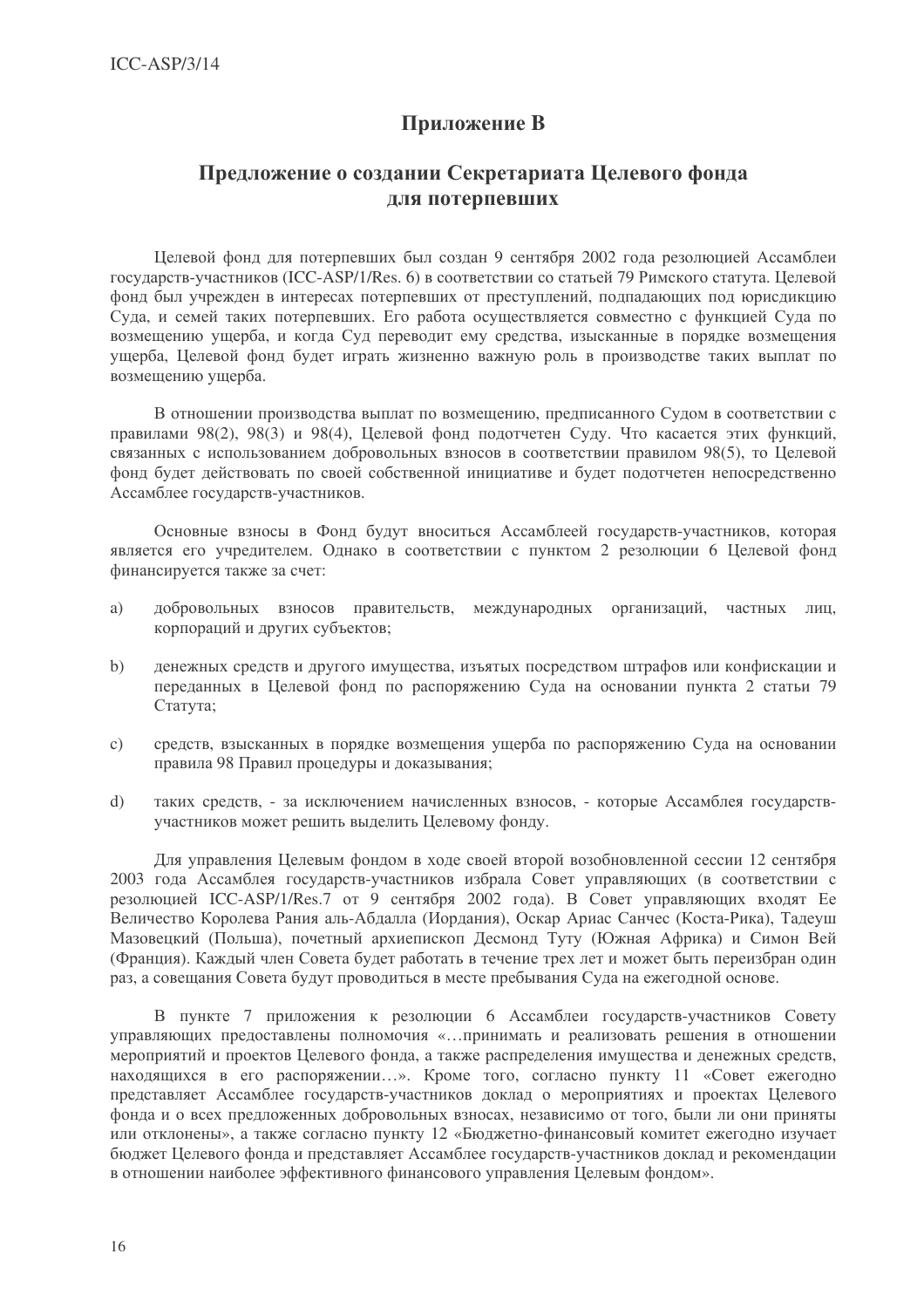## Приложение В

## Предложение о создании Секретариата Целевого фонда для потерпевших

Целевой фонд для потерпевших был создан 9 сентября 2002 года резолюцией Ассамблеи государств-участников (ICC-ASP/1/Res. 6) в соответствии со статьей 79 Римского статута. Целевой фонд был учрежден в интересах потерпевших от преступлений, подпадающих под юрисдикцию Суда, и семей таких потерпевших. Его работа осуществляется совместно с функцией Суда по возмещению ущерба, и когда Суд переводит ему средства, изысканные в порядке возмещения ущерба, Целевой фонд будет играть жизненно важную роль в производстве таких выплат по возмещению ущерба.

В отношении производства выплат по возмещению, предписанного Судом в соответствии с правилами 98(2), 98(3) и 98(4), Целевой фонд подотчетен Суду. Что касается этих функций, связанных с использованием добровольных взносов в соответствии правилом 98(5), то Целевой фонд будет действовать по своей собственной инициативе и будет подотчетен непосредственно Ассамблее государств-участников.

Основные взносы в Фонд будут вноситься Ассамблеей государств-участников, которая является его учредителем. Однако в соответствии с пунктом 2 резолюции 6 Целевой фонд финансируется также за счет:

a) добровольных взносов правительств, международных организаций, частных лиц, корпораций и других субъектов;

b) денежных средств и другого имущества, изъятых посредством штрафов или конфискации и переданных в Целевой фонд по распоряжению Суда на основании пункта 2 статьи 79 Статута;

c) средств, взысканных в порядке возмещения ущерба по распоряжению Суда на основании правила 98 Правил процедуры и доказывания;

d) таких средств, - за исключением начисленных взносов, - которые Ассамблея государств-участников может решить выделить Целевому фонду.

Для управления Целевым фондом в ходе своей второй возобновленной сессии 12 сентября 2003 года Ассамблея государств-участников избрала Совет управляющих (в соответствии с резолюцией ICC-ASP/1/Res.7 от 9 сентября 2002 года). В Совет управляющих входят Ее Величество Королева Рания аль-Абдалла (Иордания), Оскар Ариас Санчес (Коста-Рика), Тадеуш Мазовецкий (Польша), почетный архиепископ Десмонд Туту (Южная Африка) и Симон Вей (Франция). Каждый член Совета будет работать в течение трех лет и может быть переизбран один раз, а совещания Совета будут проводиться в месте пребывания Суда на ежегодной основе.

В пункте 7 приложения к резолюции 6 Ассамблеи государств-участников Совету управляющих предоставлены полномочия «…принимать и реализовать решения в отношении мероприятий и проектов Целевого фонда, а также распределения имущества и денежных средств, находящихся в его распоряжении…». Кроме того, согласно пункту 11 «Совет ежегодно представляет Ассамблее государств-участников доклад о мероприятиях и проектах Целевого фонда и о всех предложенных добровольных взносах, независимо от того, были ли они приняты или отклонены», а также согласно пункту 12 «Бюджетно-финансовый комитет ежегодно изучает бюджет Целевого фонда и представляет Ассамблее государств-участников доклад и рекомендации в отношении наиболее эффективного финансового управления Целевым фондом».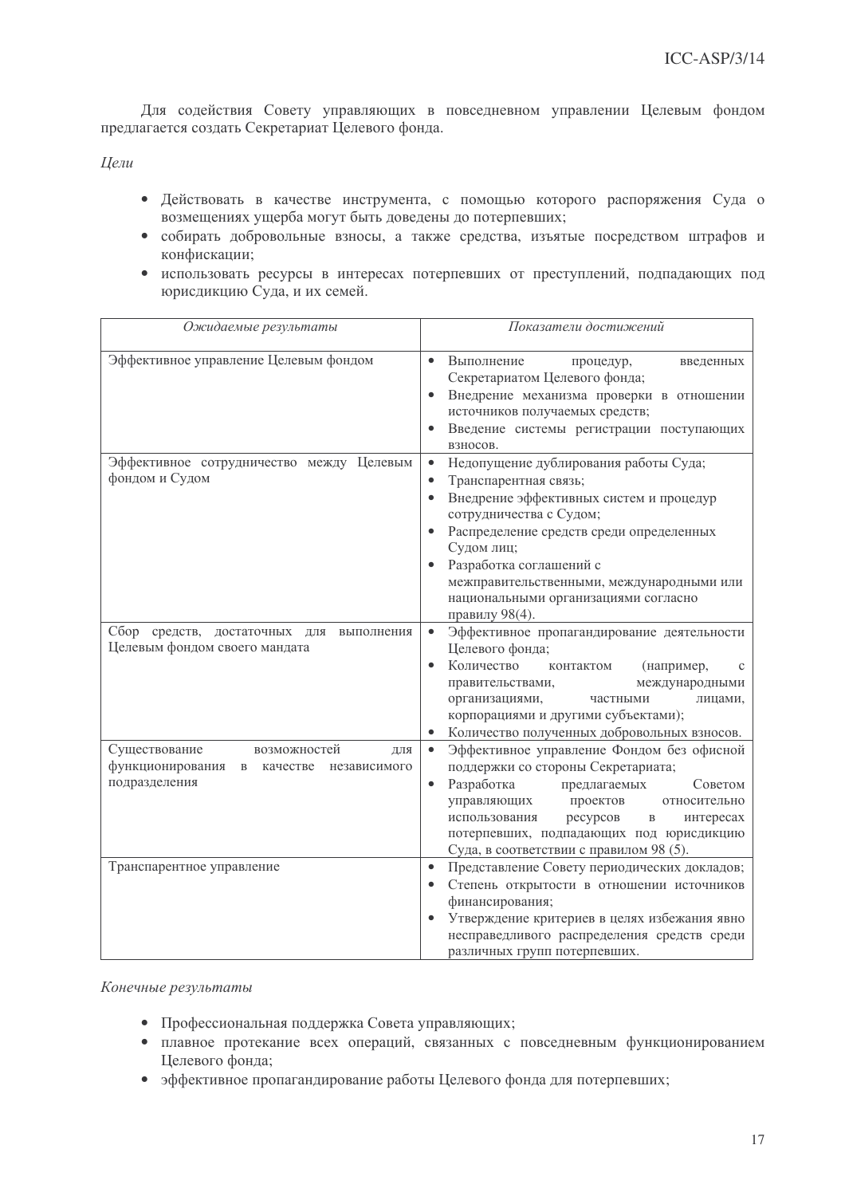Для содействия Совету управляющих в повседневном управлении Целевым фондом предлагается создать Секретариат Целевого фонда.

*Цели*

- Действовать в качестве инструмента, с помощью которого распоряжения Суда о возмещениях ущерба могут быть доведены до потерпевших;
- собирать добровольные взносы, а также средства, изъятые посредством штрафов и конфискации;
- использовать ресурсы в интересах потерпевших от преступлений, подпадающих под юрисдикцию Суда, и их семей.

| *Ожидаемые результаты* | *Показатели достижений* |
|---|---|
| Эффективное управление Целевым фондом | • Выполнение процедур, введенных Секретариатом Целевого фонда;<br>• Внедрение механизма проверки в отношении источников получаемых средств;<br>• Введение системы регистрации поступающих взносов. |
| Эффективное сотрудничество между Целевым фондом и Судом | • Недопущение дублирования работы Суда;<br>• Транспарентная связь;<br>• Внедрение эффективных систем и процедур сотрудничества с Судом;<br>• Распределение средств среди определенных Судом лиц;<br>• Разработка соглашений с межправительственными, международными или национальными организациями согласно правилу 98(4). |
| Сбор средств, достаточных для выполнения Целевым фондом своего мандата | • Эффективное пропагандирование деятельности Целевого фонда;<br>• Количество контактом (например, с правительствами, международными организациями, частными лицами, корпорациями и другими субъектами);<br>• Количество полученных добровольных взносов. |
| Существование возможностей для функционирования в качестве независимого подразделения | • Эффективное управление Фондом без офисной поддержки со стороны Секретариата;<br>• Разработка предлагаемых Советом управляющих проектов относительно использования ресурсов в интересах потерпевших, подпадающих под юрисдикцию Суда, в соответствии с правилом 98 (5). |
| Транспарентное управление | • Представление Совету периодических докладов;<br>• Степень открытости в отношении источников финансирования;<br>• Утверждение критериев в целях избежания явно несправедливого распределения средств среди различных групп потерпевших. |

*Конечные результаты*

- Профессиональная поддержка Совета управляющих;
- плавное протекание всех операций, связанных с повседневным функционированием Целевого фонда;
- эффективное пропагандирование работы Целевого фонда для потерпевших;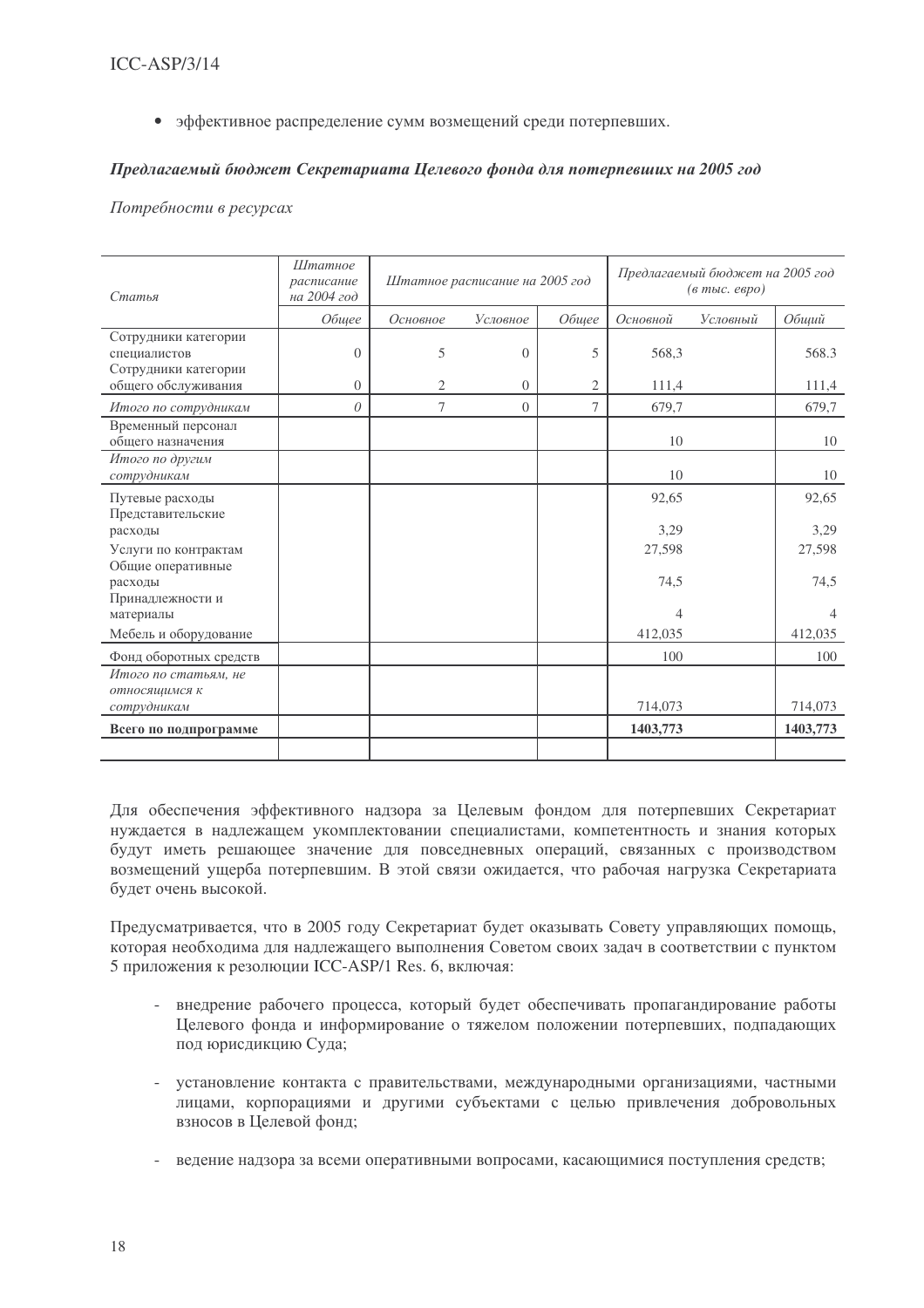- эффективное распределение сумм возмещений среди потерпевших.

***Предлагаемый бюджет Секретариата Целевого фонда для потерпевших на 2005 год***

*Потребности в ресурсах*

| *Статья* | *Штатное расписание на 2004 год* | *Штатное расписание на 2005 год* | | | *Предлагаемый бюджет на 2005 год (в тыс. евро)* | | |
|---|---|---|---|---|---|---|---|
| | *Общее* | *Основное* | *Условное* | *Общее* | *Основной* | *Условный* | *Общий* |
| Сотрудники категории специалистов | 0 | 5 | 0 | 5 | 568,3 | | 568.3 |
| Сотрудники категории общего обслуживания | 0 | 2 | 0 | 2 | 111,4 | | 111,4 |
| *Итого по сотрудникам* | *0* | 7 | 0 | 7 | 679,7 | | 679,7 |
| Временный персонал общего назначения | | | | | 10 | | 10 |
| *Итого по другим сотрудникам* | | | | | 10 | | 10 |
| Путевые расходы | | | | | 92,65 | | 92,65 |
| Представительские расходы | | | | | 3,29 | | 3,29 |
| Услуги по контрактам | | | | | 27,598 | | 27,598 |
| Общие оперативные расходы | | | | | 74,5 | | 74,5 |
| Принадлежности и материалы | | | | | 4 | | 4 |
| Мебель и оборудование | | | | | 412,035 | | 412,035 |
| Фонд оборотных средств | | | | | 100 | | 100 |
| *Итого по статьям, не относящимся к сотрудникам* | | | | | 714,073 | | 714,073 |
| **Всего по подпрограмме** | | | | | **1403,773** | | **1403,773** |

Для обеспечения эффективного надзора за Целевым фондом для потерпевших Секретариат нуждается в надлежащем укомплектовании специалистами, компетентность и знания которых будут иметь решающее значение для повседневных операций, связанных с производством возмещений ущерба потерпевшим. В этой связи ожидается, что рабочая нагрузка Секретариата будет очень высокой.

Предусматривается, что в 2005 году Секретариат будет оказывать Совету управляющих помощь, которая необходима для надлежащего выполнения Советом своих задач в соответствии с пунктом 5 приложения к резолюции ICC-ASP/1 Res. 6, включая:

- внедрение рабочего процесса, который будет обеспечивать пропагандирование работы Целевого фонда и информирование о тяжелом положении потерпевших, подпадающих под юрисдикцию Суда;

- установление контакта с правительствами, международными организациями, частными лицами, корпорациями и другими субъектами с целью привлечения добровольных взносов в Целевой фонд;

- ведение надзора за всеми оперативными вопросами, касающимися поступления средств;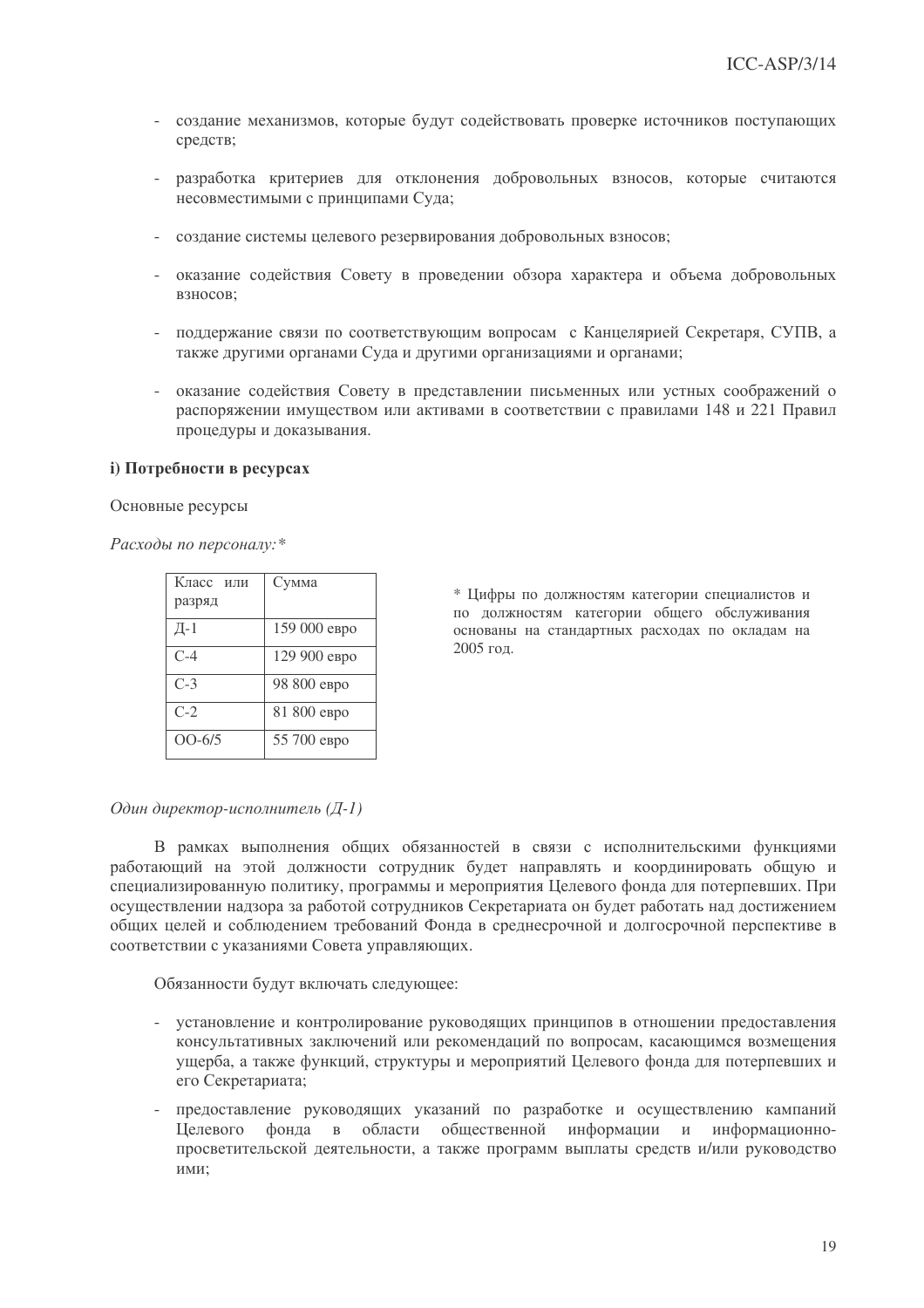- создание механизмов, которые будут содействовать проверке источников поступающих средств;

- разработка критериев для отклонения добровольных взносов, которые считаются несовместимыми с принципами Суда;

- создание системы целевого резервирования добровольных взносов;

- оказание содействия Совету в проведении обзора характера и объема добровольных взносов;

- поддержание связи по соответствующим вопросам с Канцелярией Секретаря, СУПВ, а также другими органами Суда и другими организациями и органами;

- оказание содействия Совету в представлении письменных или устных соображений о распоряжении имуществом или активами в соответствии с правилами 148 и 221 Правил процедуры и доказывания.

**i) Потребности в ресурсах**

Основные ресурсы

*Расходы по персоналу:**

| Класс или разряд | Сумма |
|---|---|
| Д-1 | 159 000 евро |
| С-4 | 129 900 евро |
| С-3 | 98 800 евро |
| С-2 | 81 800 евро |
| ОО-6/5 | 55 700 евро |

* Цифры по должностям категории специалистов и по должностям категории общего обслуживания основаны на стандартных расходах по окладам на 2005 год.

*Один директор-исполнитель (Д-1)*

В рамках выполнения общих обязанностей в связи с исполнительскими функциями работающий на этой должности сотрудник будет направлять и координировать общую и специализированную политику, программы и мероприятия Целевого фонда для потерпевших. При осуществлении надзора за работой сотрудников Секретариата он будет работать над достижением общих целей и соблюдением требований Фонда в среднесрочной и долгосрочной перспективе в соответствии с указаниями Совета управляющих.

Обязанности будут включать следующее:

- установление и контролирование руководящих принципов в отношении предоставления консультативных заключений или рекомендаций по вопросам, касающимся возмещения ущерба, а также функций, структуры и мероприятий Целевого фонда для потерпевших и его Секретариата;

- предоставление руководящих указаний по разработке и осуществлению кампаний Целевого фонда в области общественной информации и информационно-просветительской деятельности, а также программ выплаты средств и/или руководство ими;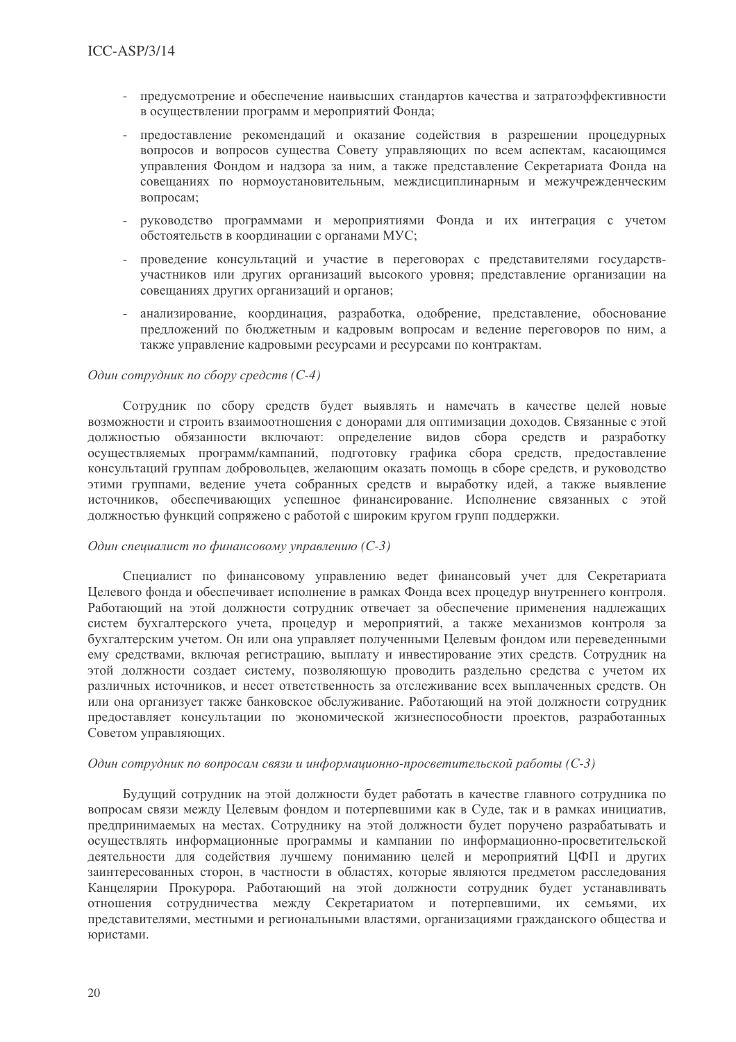- предусмотрение и обеспечение наивысших стандартов качества и затратоэффективности в осуществлении программ и мероприятий Фонда;
- предоставление рекомендаций и оказание содействия в разрешении процедурных вопросов и вопросов существа Совету управляющих по всем аспектам, касающимся управления Фондом и надзора за ним, а также представление Секретариата Фонда на совещаниях по нормоустановительным, междисциплинарным и межучрежденческим вопросам;
- руководство программами и мероприятиями Фонда и их интеграция с учетом обстоятельств в координации с органами МУС;
- проведение консультаций и участие в переговорах с представителями государств-участников или других организаций высокого уровня; представление организации на совещаниях других организаций и органов;
- анализирование, координация, разработка, одобрение, представление, обоснование предложений по бюджетным и кадровым вопросам и ведение переговоров по ним, а также управление кадровыми ресурсами и ресурсами по контрактам.

*Один сотрудник по сбору средств (С-4)*

Сотрудник по сбору средств будет выявлять и намечать в качестве целей новые возможности и строить взаимоотношения с донорами для оптимизации доходов. Связанные с этой должностью обязанности включают: определение видов сбора средств и разработку осуществляемых программ/кампаний, подготовку графика сбора средств, предоставление консультаций группам добровольцев, желающим оказать помощь в сборе средств, и руководство этими группами, ведение учета собранных средств и выработку идей, а также выявление источников, обеспечивающих успешное финансирование. Исполнение связанных с этой должностью функций сопряжено с работой с широким кругом групп поддержки.

*Один специалист по финансовому управлению (С-3)*

Специалист по финансовому управлению ведет финансовый учет для Секретариата Целевого фонда и обеспечивает исполнение в рамках Фонда всех процедур внутреннего контроля. Работающий на этой должности сотрудник отвечает за обеспечение применения надлежащих систем бухгалтерского учета, процедур и мероприятий, а также механизмов контроля за бухгалтерским учетом. Он или она управляет полученными Целевым фондом или переведенными ему средствами, включая регистрацию, выплату и инвестирование этих средств. Сотрудник на этой должности создает систему, позволяющую проводить раздельно средства с учетом их различных источников, и несет ответственность за отслеживание всех выплаченных средств. Он или она организует также банковское обслуживание. Работающий на этой должности сотрудник предоставляет консультации по экономической жизнеспособности проектов, разработанных Советом управляющих.

*Один сотрудник по вопросам связи и информационно-просветительской работы (С-3)*

Будущий сотрудник на этой должности будет работать в качестве главного сотрудника по вопросам связи между Целевым фондом и потерпевшими как в Суде, так и в рамках инициатив, предпринимаемых на местах. Сотруднику на этой должности будет поручено разрабатывать и осуществлять информационные программы и кампании по информационно-просветительской деятельности для содействия лучшему пониманию целей и мероприятий ЦФП и других заинтересованных сторон, в частности в областях, которые являются предметом расследования Канцелярии Прокурора. Работающий на этой должности сотрудник будет устанавливать отношения сотрудничества между Секретариатом и потерпевшими, их семьями, их представителями, местными и региональными властями, организациями гражданского общества и юристами.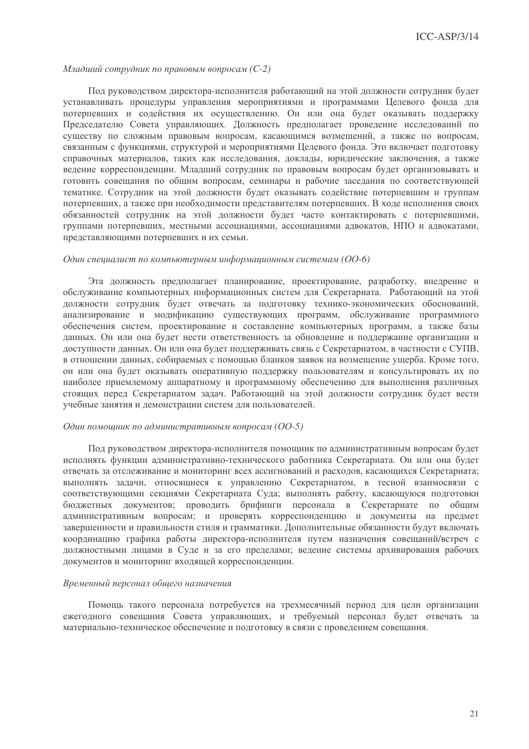*Младший сотрудник по правовым вопросам (С-2)*

Под руководством директора-исполнителя работающий на этой должности сотрудник будет устанавливать процедуры управления мероприятиями и программами Целевого фонда для потерпевших и содействия их осуществлению. Он или она будет оказывать поддержку Председателю Совета управляющих. Должность предполагает проведение исследований по существу по сложным правовым вопросам, касающимся возмещений, а также по вопросам, связанным с функциями, структурой и мероприятиями Целевого фонда. Это включает подготовку справочных материалов, таких как исследования, доклады, юридические заключения, а также ведение корреспонденции. Младший сотрудник по правовым вопросам будет организовывать и готовить совещания по общим вопросам, семинары и рабочие заседания по соответствующей тематике. Сотрудник на этой должности будет оказывать содействие потерпевшим и группам потерпевших, а также при необходимости представителям потерпевших. В ходе исполнения своих обязанностей сотрудник на этой должности будет часто контактировать с потерпевшими, группами потерпевших, местными ассоциациями, ассоциациями адвокатов, НПО и адвокатами, представляющими потерпевших и их семьи.

*Один специалист по компьютерным информационным системам (ОО-6)*

Эта должность предполагает планирование, проектирование, разработку, внедрение и обслуживание компьютерных информационных систем для Секретариата. Работающий на этой должности сотрудник будет отвечать за подготовку технико-экономических обоснований, анализирование и модификацию существующих программ, обслуживание программного обеспечения систем, проектирование и составление компьютерных программ, а также базы данных. Он или она будет нести ответственность за обновление и поддержание организации и доступности данных. Он или она будет поддерживать связь с Секретариатом, в частности с СУПВ, в отношении данных, собираемых с помощью бланков заявок на возмещение ущерба. Кроме того, он или она будет оказывать оперативную поддержку пользователям и консультировать их по наиболее приемлемому аппаратному и программному обеспечению для выполнения различных стоящих перед Секретариатом задач. Работающий на этой должности сотрудник будет вести учебные занятия и демонстрации систем для пользователей.

*Один помощник по административным вопросам (ОО-5)*

Под руководством директора-исполнителя помощник по административным вопросам будет исполнять функции административно-технического работника Секретариата. Он или она будет отвечать за отслеживание и мониторинг всех ассигнований и расходов, касающихся Секретариата; выполнять задачи, относящиеся к управлению Секретариатом, в тесной взаимосвязи с соответствующими секциями Секретариата Суда; выполнять работу, касающуюся подготовки бюджетных документов; проводить брифинги персонала в Секретариате по общим административным вопросам; и проверять корреспонденцию и документы на предмет завершенности и правильности стиля и грамматики. Дополнительные обязанности будут включать координацию графика работы директора-исполнителя путем назначения совещаний/встреч с должностными лицами в Суде и за его пределами; ведение системы архивирования рабочих документов и мониторинг входящей корреспонденции.

*Временный персонал общего назначения*

Помощь такого персонала потребуется на трехмесячный период для цели организации ежегодного совещания Совета управляющих, и требуемый персонал будет отвечать за материально-техническое обеспечение и подготовку в связи с проведением совещания.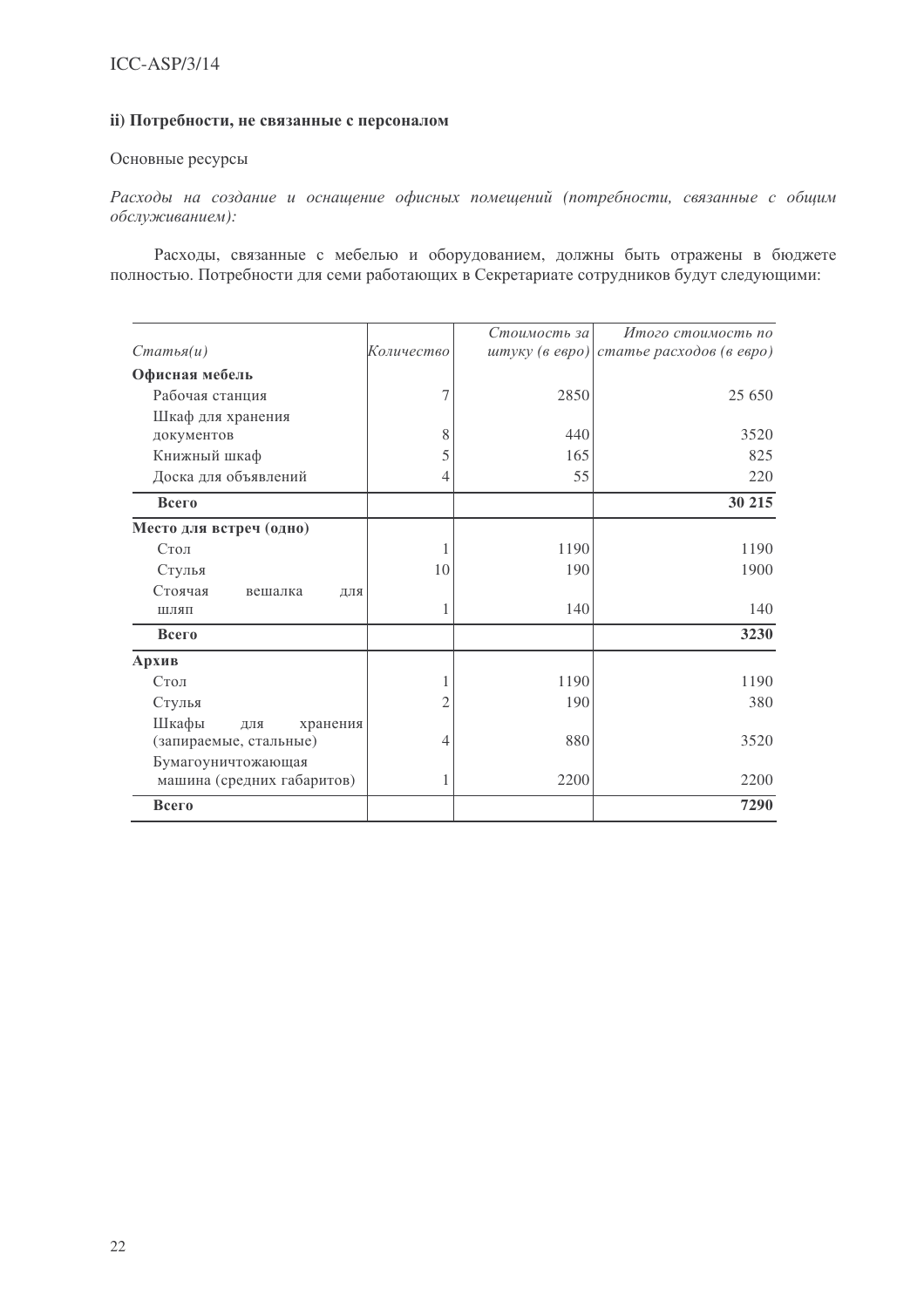### ii) Потребности, не связанные с персоналом

Основные ресурсы

*Расходы на создание и оснащение офисных помещений (потребности, связанные с общим обслуживанием):*

Расходы, связанные с мебелью и оборудованием, должны быть отражены в бюджете полностью. Потребности для семи работающих в Секретариате сотрудников будут следующими:

| *Статья(и)* | *Количество* | *Стоимость за штуку (в евро)* | *Итого стоимость по статье расходов (в евро)* |
|---|---|---|---|
| **Офисная мебель** | | | |
| Рабочая станция | 7 | 2850 | 25 650 |
| Шкаф для хранения документов | 8 | 440 | 3520 |
| Книжный шкаф | 5 | 165 | 825 |
| Доска для объявлений | 4 | 55 | 220 |
| **Всего** | | | **30 215** |
| **Место для встреч (одно)** | | | |
| Стол | 1 | 1190 | 1190 |
| Стулья | 10 | 190 | 1900 |
| Стоячая вешалка для шляп | 1 | 140 | 140 |
| **Всего** | | | **3230** |
| **Архив** | | | |
| Стол | 1 | 1190 | 1190 |
| Стулья | 2 | 190 | 380 |
| Шкафы для хранения (запираемые, стальные) | 4 | 880 | 3520 |
| Бумагоуничтожающая машина (средних габаритов) | 1 | 2200 | 2200 |
| **Всего** | | | **7290** |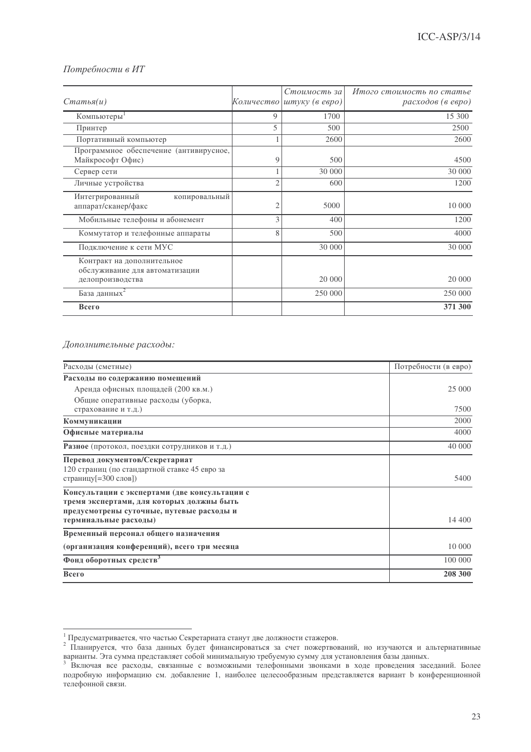*Потребности в ИТ*

| *Статья(и)* | *Количество* | *Стоимость за штуку (в евро)* | *Итого стоимость по статье расходов (в евро)* |
|---|---|---|---|
| Компьютеры[1] | 9 | 1700 | 15 300 |
| Принтер | 5 | 500 | 2500 |
| Портативный компьютер | 1 | 2600 | 2600 |
| Программное обеспечение (антивирусное, Майкрософт Офис) | 9 | 500 | 4500 |
| Сервер сети | 1 | 30 000 | 30 000 |
| Личные устройства | 2 | 600 | 1200 |
| Интегрированный копировальный аппарат/сканер/факс | 2 | 5000 | 10 000 |
| Мобильные телефоны и абонемент | 3 | 400 | 1200 |
| Коммутатор и телефонные аппараты | 8 | 500 | 4000 |
| Подключение к сети МУС | | 30 000 | 30 000 |
| Контракт на дополнительное обслуживание для автоматизации делопроизводства | | 20 000 | 20 000 |
| База данных[2] | | 250 000 | 250 000 |
| **Всего** | | | **371 300** |

*Дополнительные расходы:*

| Расходы (сметные) | Потребности (в евро) |
|---|---|
| **Расходы по содержанию помещений** | |
| Аренда офисных площадей (200 кв.м.) | 25 000 |
| Общие оперативные расходы (уборка, страхование и т.д.) | 7500 |
| **Коммуникации** | 2000 |
| **Офисные материалы** | 4000 |
| **Разное** (протокол, поездки сотрудников и т.д.) | 40 000 |
| **Перевод документов/Секретариат** 120 страниц (по стандартной ставке 45 евро за страницу[=300 слов]) | 5400 |
| **Консультации с экспертами (две консультации с тремя экспертами, для которых должны быть предусмотрены суточные, путевые расходы и терминальные расходы)** | 14 400 |
| **Временный персонал общего назначения (организация конференций), всего три месяца** | 10 000 |
| **Фонд оборотных средств**[3] | 100 000 |
| **Всего** | **208 300** |

---

[1] Предусматривается, что частью Секретариата станут две должности стажеров.

[2] Планируется, что база данных будет финансироваться за счет пожертвований, но изучаются и альтернативные варианты. Эта сумма представляет собой минимальную требуемую сумму для установления базы данных.

[3] Включая все расходы, связанные с возможными телефонными звонками в ходе проведения заседаний. Более подробную информацию см. добавление 1, наиболее целесообразным представляется вариант b конференционной телефонной связи.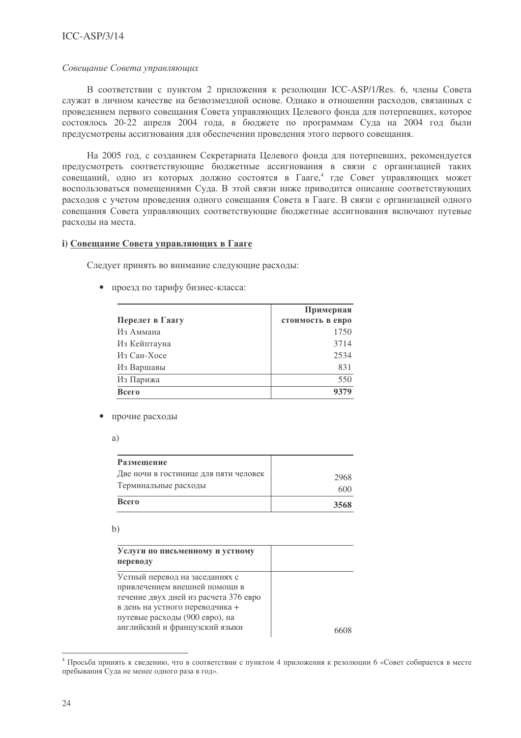*Совещание Совета управляющих*

В соответствии с пунктом 2 приложения к резолюции ICC-ASP/1/Res. 6, члены Совета служат в личном качестве на безвозмездной основе. Однако в отношении расходов, связанных с проведением первого совещания Совета управляющих Целевого фонда для потерпевших, которое состоялось 20-22 апреля 2004 года, в бюджете по программам Суда на 2004 год были предусмотрены ассигнования для обеспечении проведения этого первого совещания.

На 2005 год, с созданием Секретариата Целевого фонда для потерпевших, рекомендуется предусмотреть соответствующие бюджетные ассигнования в связи с организацией таких совещаний, одно из которых должно состоятся в Гааге,[4] где Совет управляющих может воспользоваться помещениями Суда. В этой связи ниже приводится описание соответствующих расходов с учетом проведения одного совещания Совета в Гааге. В связи с организацией одного совещания Совета управляющих соответствующие бюджетные ассигнования включают путевые расходы на места.

**i) Совещание Совета управляющих в Гааге**

Следует принять во внимание следующие расходы:

- проезд по тарифу бизнес-класса:

| Перелет в Гаагу | Примерная стоимость в евро |
|---|---|
| Из Аммана | 1750 |
| Из Кейптауна | 3714 |
| Из Сан-Хосе | 2534 |
| Из Варшавы | 831 |
| Из Парижа | 550 |
| **Всего** | **9379** |

- прочие расходы

a)

| **Размещение** | |
|---|---|
| Две ночи в гостинице для пяти человек | 2968 |
| Терминальные расходы | 600 |
| **Всего** | **3568** |

b)

| **Услуги по письменному и устному переводу** | |
|---|---|
| Устный перевод на заседаниях с привлечением внешней помощи в течение двух дней из расчета 376 евро в день на устного переводчика + путевые расходы (900 евро), на английский и французский языки | 6608 |

[4] Просьба принять к сведению, что в соответствии с пунктом 4 приложения к резолюции 6 «Совет собирается в месте пребывания Суда не менее одного раза в год».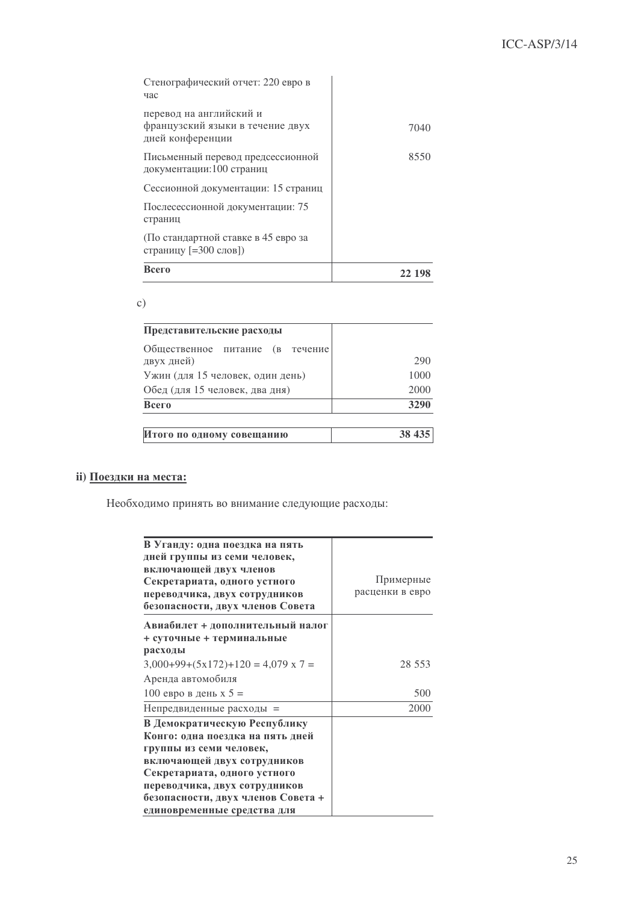| | |
|---|---|
| Стенографический отчет: 220 евро в час | |
| перевод на английский и французский языки в течение двух дней конференции | 7040 |
| Письменный перевод предсессионной документации:100 страниц | 8550 |
| Сессионной документации: 15 страниц | |
| Послесессионной документации: 75 страниц | |
| (По стандартной ставке в 45 евро за страницу [=300 слов]) | |
| **Всего** | **22 198** |

c)

| **Представительские расходы** | |
|---|---|
| Общественное питание (в течение двух дней) | 290 |
| Ужин (для 15 человек, один день) | 1000 |
| Обед (для 15 человек, два дня) | 2000 |
| **Всего** | **3290** |
| | |
| **Итого по одному совещанию** | **38 435** |

**ii) Поездки на места:**

Необходимо принять во внимание следующие расходы:

| **В Уганду: одна поездка на пять дней группы из семи человек, включающей двух членов Секретариата, одного устного переводчика, двух сотрудников безопасности, двух членов Совета** | Примерные расценки в евро |
|---|---|
| **Авиабилет + дополнительный налог + суточные + терминальные расходы** | |
| 3,000+99+(5x172)+120 = 4,079 x 7 = | 28 553 |
| Аренда автомобиля | |
| 100 евро в день x 5 = | 500 |
| Непредвиденные расходы = | 2000 |
| **В Демократическую Республику Конго: одна поездка на пять дней группы из семи человек, включающей двух сотрудников Секретариата, одного устного переводчика, двух сотрудников безопасности, двух членов Совета + единовременные средства для** | |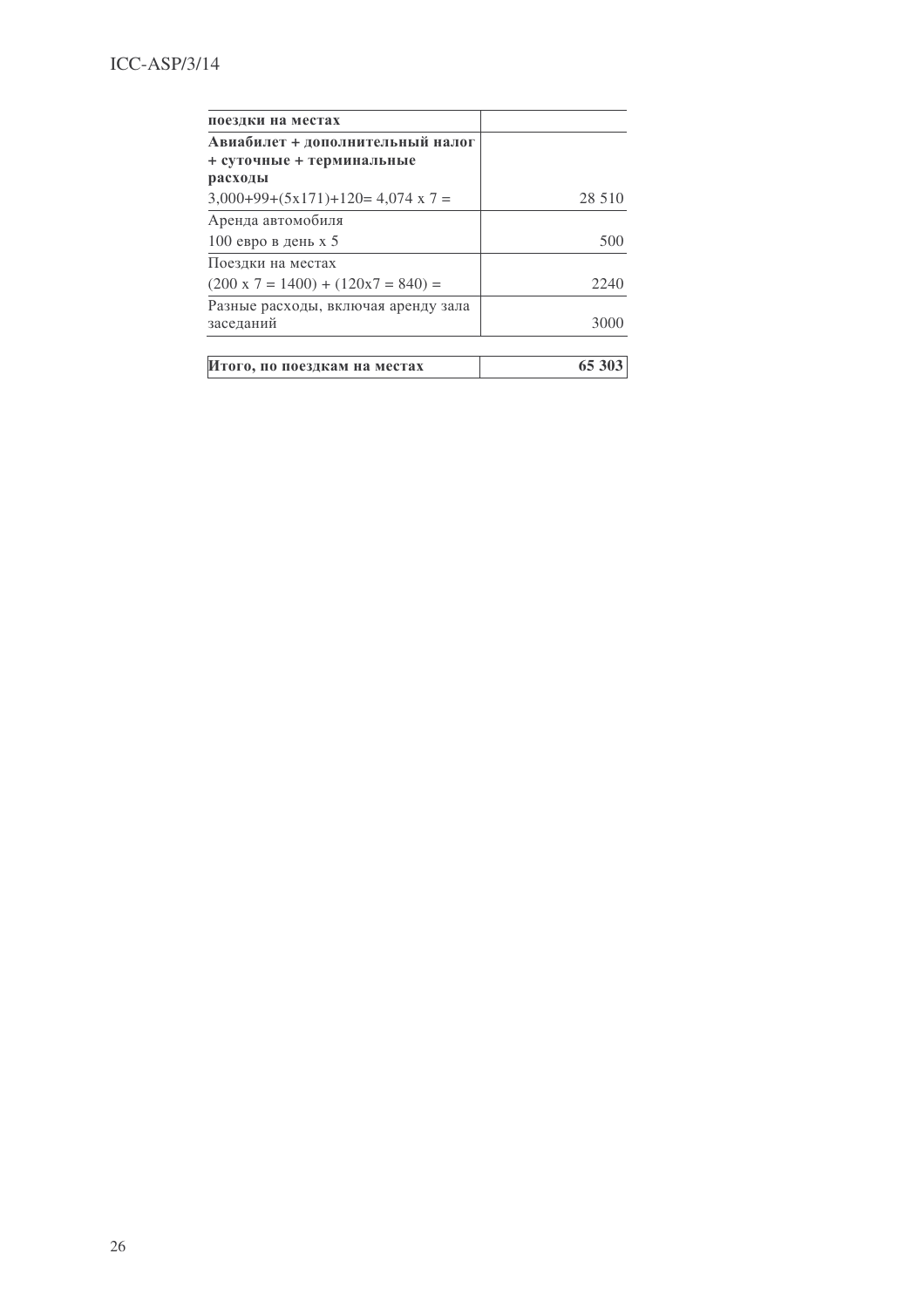| | |
|---|---|
| **поездки на местах** | |
| **Авиабилет + дополнительный налог + суточные + терминальные расходы**<br>3,000+99+(5x171)+120= 4,074 x 7 = | 28 510 |
| Аренда автомобиля<br>100 евро в день x 5 | 500 |
| Поездки на местах<br>(200 x 7 = 1400) + (120x7 = 840) = | 2240 |
| Разные расходы, включая аренду зала заседаний | 3000 |
| **Итого, по поездкам на местах** | **65 303** |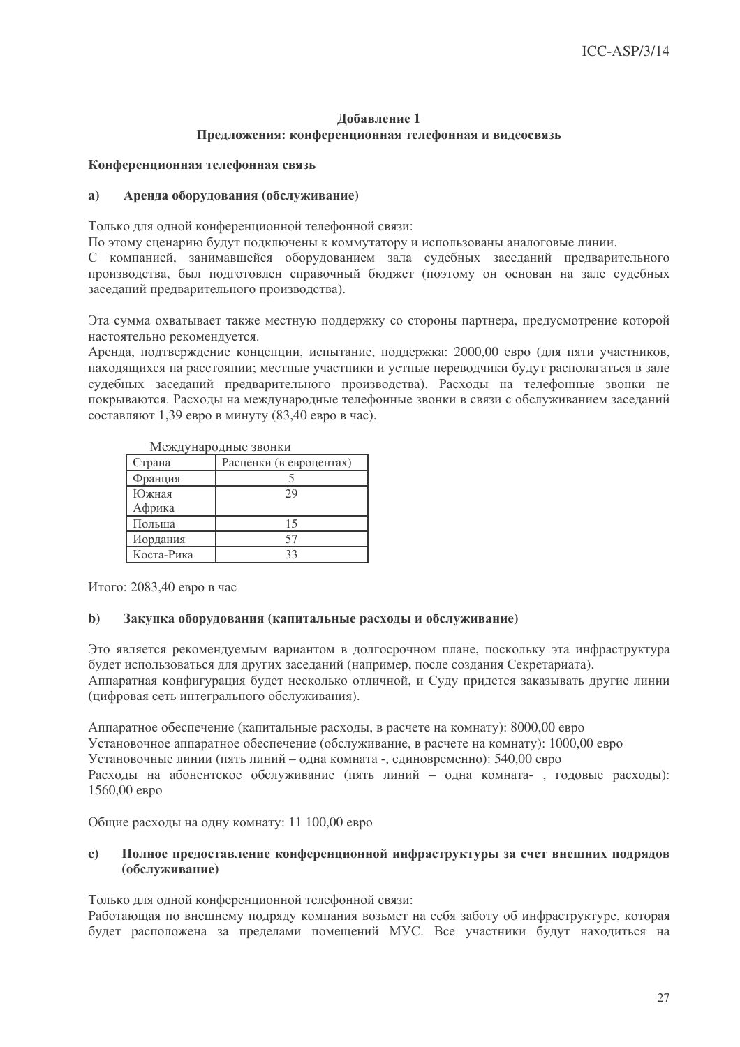**Добавление 1**
**Предложения: конференционная телефонная и видеосвязь**

**Конференционная телефонная связь**

**a) Аренда оборудования (обслуживание)**

Только для одной конференционной телефонной связи:
По этому сценарию будут подключены к коммутатору и использованы аналоговые линии.
С компанией, занимавшейся оборудованием зала судебных заседаний предварительного производства, был подготовлен справочный бюджет (поэтому он основан на зале судебных заседаний предварительного производства).

Эта сумма охватывает также местную поддержку со стороны партнера, предусмотрение которой настоятельно рекомендуется.
Аренда, подтверждение концепции, испытание, поддержка: 2000,00 евро (для пяти участников, находящихся на расстоянии; местные участники и устные переводчики будут располагаться в зале судебных заседаний предварительного производства). Расходы на телефонные звонки не покрываются. Расходы на международные телефонные звонки в связи с обслуживанием заседаний составляют 1,39 евро в минуту (83,40 евро в час).

Международные звонки

| Страна | Расценки (в евроцентах) |
|---|---|
| Франция | 5 |
| Южная Африка | 29 |
| Польша | 15 |
| Иордания | 57 |
| Коста-Рика | 33 |

Итого: 2083,40 евро в час

**b) Закупка оборудования (капитальные расходы и обслуживание)**

Это является рекомендуемым вариантом в долгосрочном плане, поскольку эта инфраструктура будет использоваться для других заседаний (например, после создания Секретариата).
Аппаратная конфигурация будет несколько отличной, и Суду придется заказывать другие линии (цифровая сеть интегрального обслуживания).

Аппаратное обеспечение (капитальные расходы, в расчете на комнату): 8000,00 евро
Установочное аппаратное обеспечение (обслуживание, в расчете на комнату): 1000,00 евро
Установочные линии (пять линий – одна комната -, единовременно): 540,00 евро
Расходы на абонентское обслуживание (пять линий – одна комната- , годовые расходы): 1560,00 евро

Общие расходы на одну комнату: 11 100,00 евро

**c) Полное предоставление конференционной инфраструктуры за счет внешних подрядов (обслуживание)**

Только для одной конференционной телефонной связи:
Работающая по внешнему подряду компания возьмет на себя заботу об инфраструктуре, которая будет расположена за пределами помещений МУС. Все участники будут находиться на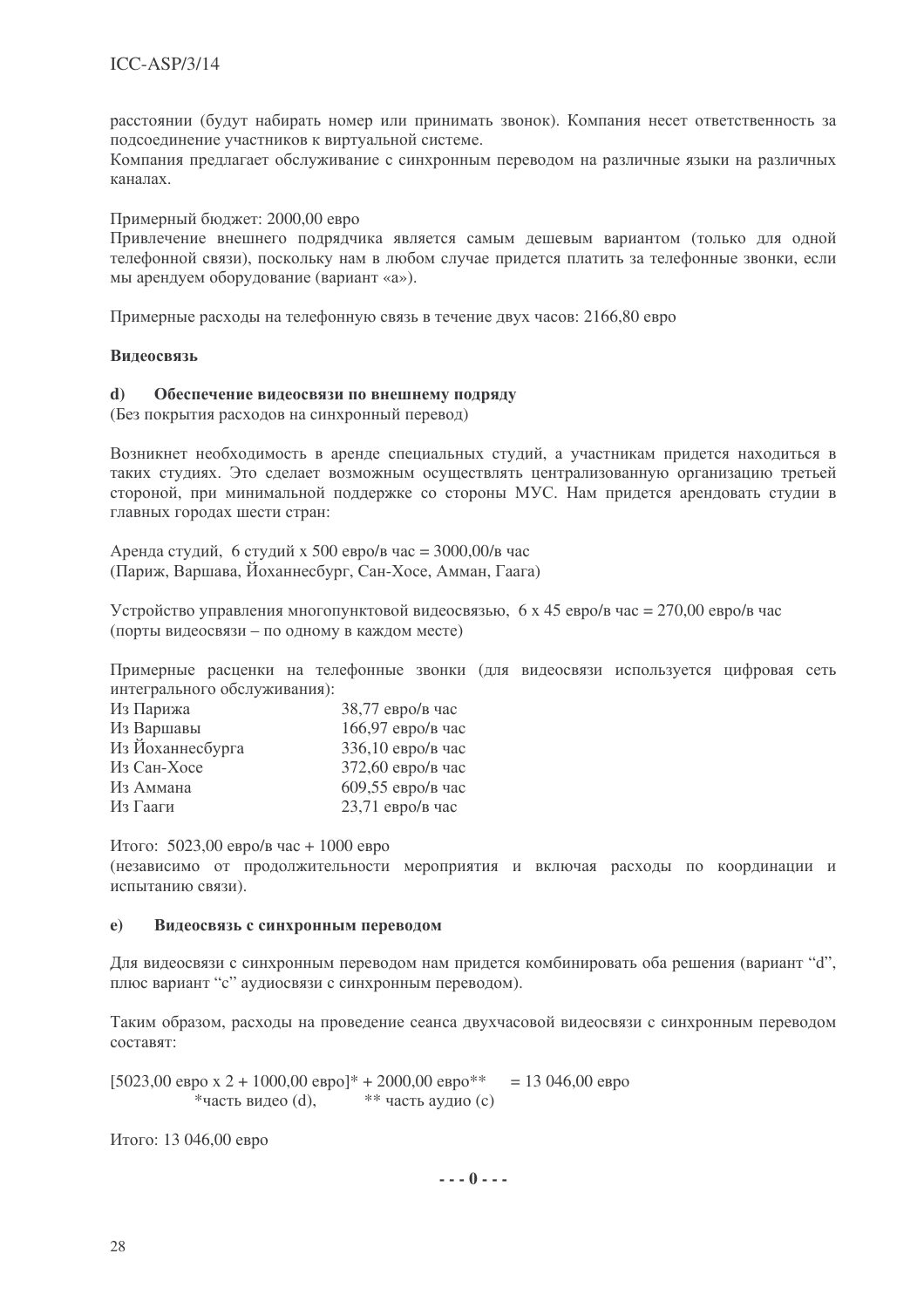расстоянии (будут набирать номер или принимать звонок). Компания несет ответственность за подсоединение участников к виртуальной системе.
Компания предлагает обслуживание с синхронным переводом на различные языки на различных каналах.

Примерный бюджет: 2000,00 евро
Привлечение внешнего подрядчика является самым дешевым вариантом (только для одной телефонной связи), поскольку нам в любом случае придется платить за телефонные звонки, если мы арендуем оборудование (вариант «а»).

Примерные расходы на телефонную связь в течение двух часов: 2166,80 евро

**Видеосвязь**

**d) Обеспечение видеосвязи по внешнему подряду**
(Без покрытия расходов на синхронный перевод)

Возникнет необходимость в аренде специальных студий, а участникам придется находиться в таких студиях. Это сделает возможным осуществлять централизованную организацию третьей стороной, при минимальной поддержке со стороны МУС. Нам придется арендовать студии в главных городах шести стран:

Аренда студий, 6 студий x 500 евро/в час = 3000,00/в час
(Париж, Варшава, Йоханнесбург, Сан-Хосе, Амман, Гаага)

Устройство управления многопунктовой видеосвязью, 6 x 45 евро/в час = 270,00 евро/в час
(порты видеосвязи – по одному в каждом месте)

Примерные расценки на телефонные звонки (для видеосвязи используется цифровая сеть интегрального обслуживания):

| | |
|---|---|
| Из Парижа | 38,77 евро/в час |
| Из Варшавы | 166,97 евро/в час |
| Из Йоханнесбурга | 336,10 евро/в час |
| Из Сан-Хосе | 372,60 евро/в час |
| Из Аммана | 609,55 евро/в час |
| Из Гааги | 23,71 евро/в час |

Итого: 5023,00 евро/в час + 1000 евро
(независимо от продолжительности мероприятия и включая расходы по координации и испытанию связи).

**e) Видеосвязь с синхронным переводом**

Для видеосвязи с синхронным переводом нам придется комбинировать оба решения (вариант “d”, плюс вариант “c” аудиосвязи с синхронным переводом).

Таким образом, расходы на проведение сеанса двухчасовой видеосвязи с синхронным переводом составят:

[5023,00 евро x 2 + 1000,00 евро]* + 2000,00 евро** = 13 046,00 евро
*часть видео (d), ** часть аудио (c)

Итого: 13 046,00 евро

- - - 0 - - -